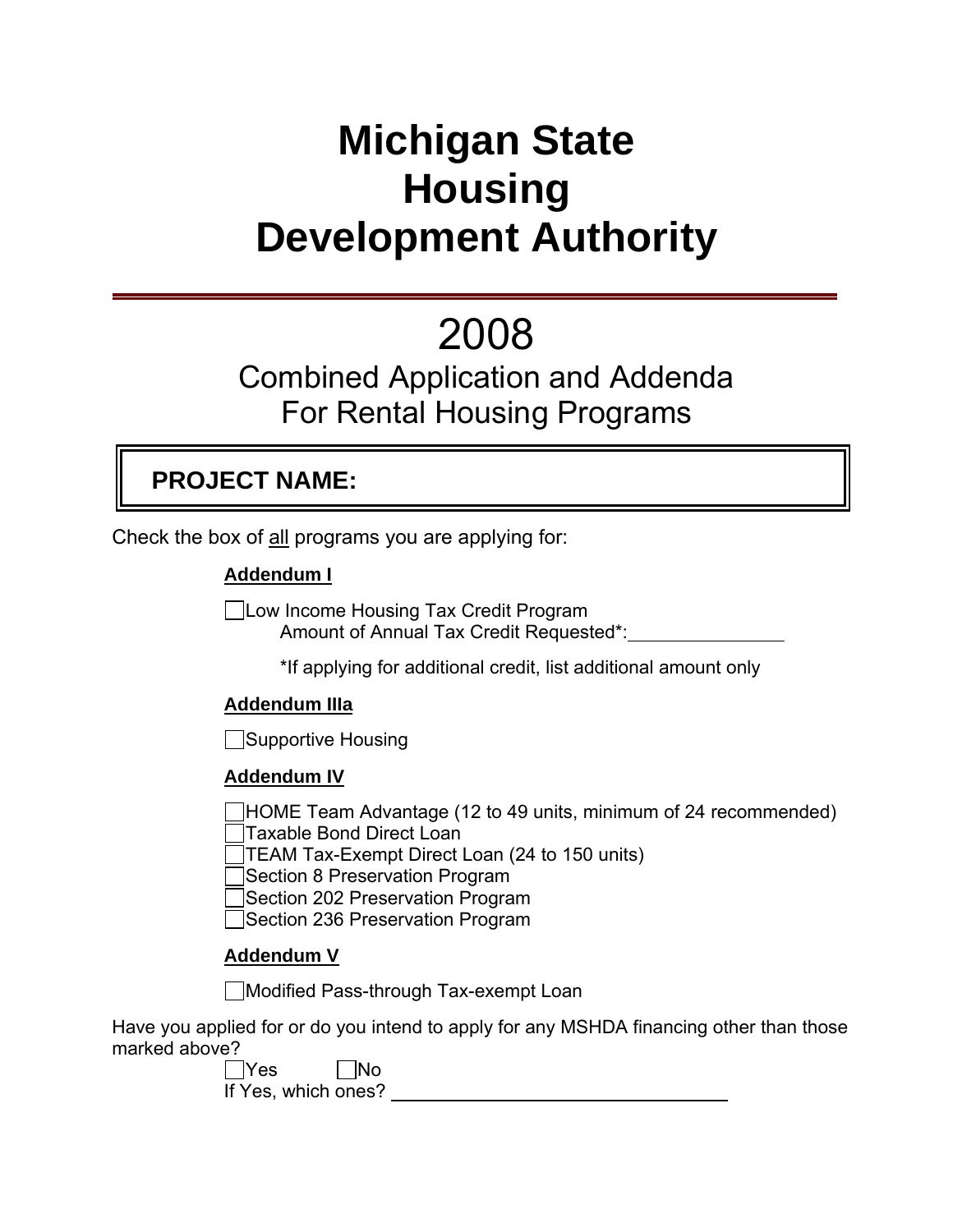# Michigan State Housing Development Authority

---

# 2008

## Combined Application and Addenda For Rental Housing Programs

**PROJECT NAME:**

Check the box of all programs you are applying for:

**Addendum I**

☐ Low Income Housing Tax Credit Program
Amount of Annual Tax Credit Requested*: ______________

*If applying for additional credit, list additional amount only

**Addendum IIIa**

☐ Supportive Housing

**Addendum IV**

☐ HOME Team Advantage (12 to 49 units, minimum of 24 recommended)
☐ Taxable Bond Direct Loan
☐ TEAM Tax-Exempt Direct Loan (24 to 150 units)
☐ Section 8 Preservation Program
☐ Section 202 Preservation Program
☐ Section 236 Preservation Program

**Addendum V**

☐ Modified Pass-through Tax-exempt Loan

Have you applied for or do you intend to apply for any MSHDA financing other than those marked above?

☐ Yes ☐ No
If Yes, which ones? ______________________________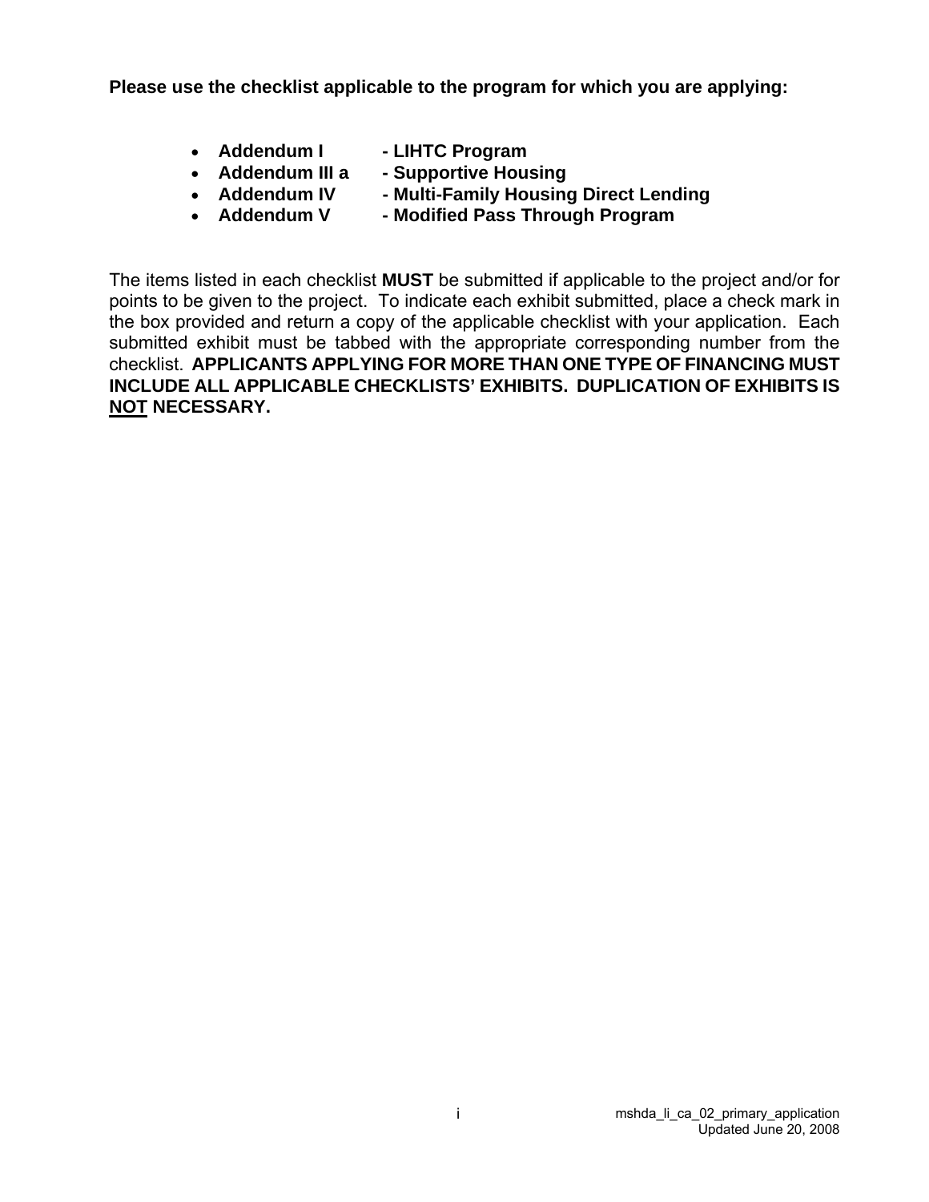**Please use the checklist applicable to the program for which you are applying:**

- **Addendum I - LIHTC Program**
- **Addendum III a - Supportive Housing**
- **Addendum IV - Multi-Family Housing Direct Lending**
- **Addendum V - Modified Pass Through Program**

The items listed in each checklist **MUST** be submitted if applicable to the project and/or for points to be given to the project. To indicate each exhibit submitted, place a check mark in the box provided and return a copy of the applicable checklist with your application. Each submitted exhibit must be tabbed with the appropriate corresponding number from the checklist. **APPLICANTS APPLYING FOR MORE THAN ONE TYPE OF FINANCING MUST INCLUDE ALL APPLICABLE CHECKLISTS' EXHIBITS. DUPLICATION OF EXHIBITS IS <u>NOT</u> NECESSARY.**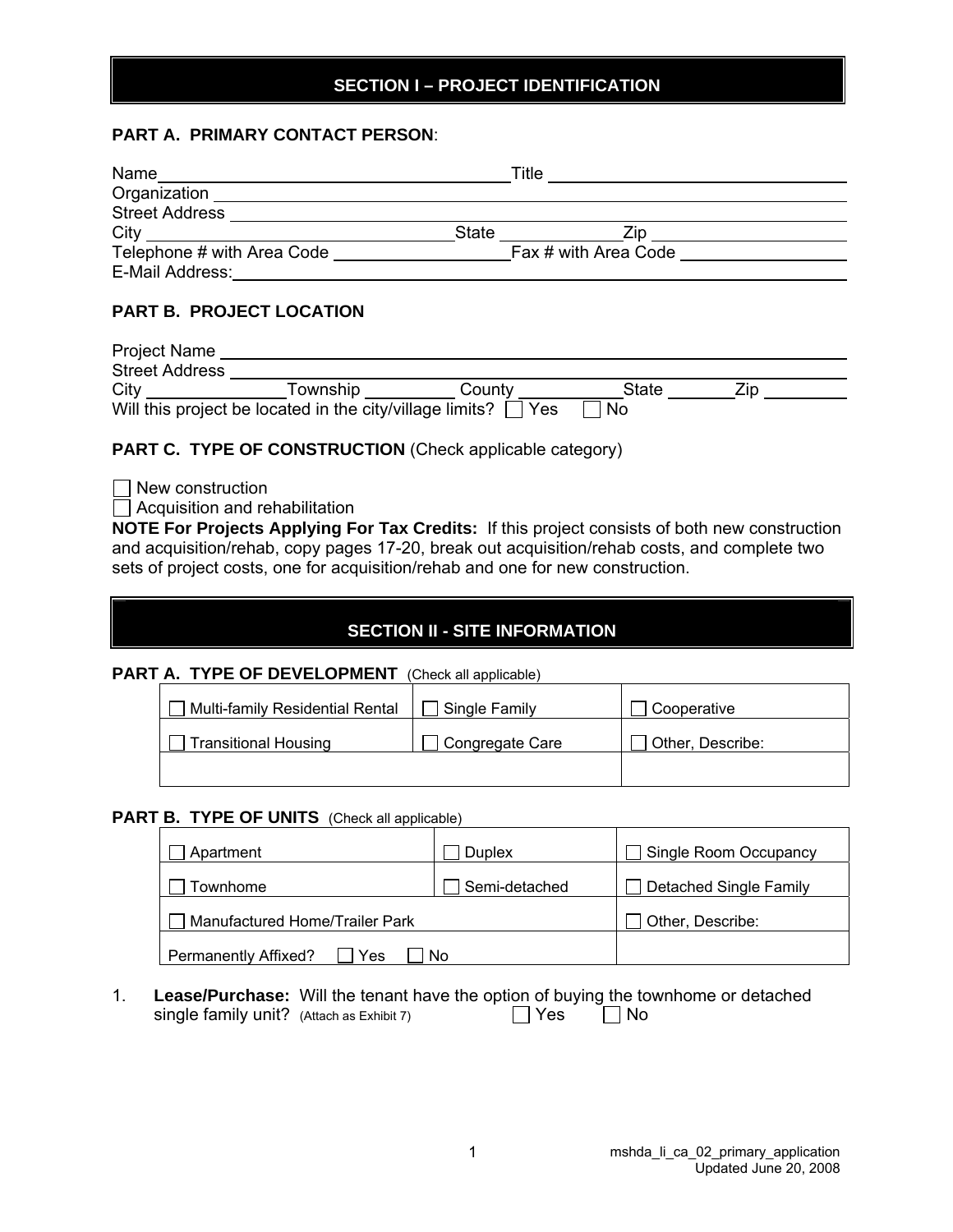## SECTION I – PROJECT IDENTIFICATION

### PART A. PRIMARY CONTACT PERSON:

Name \_\_\_\_\_\_\_\_\_\_\_\_\_\_\_\_\_\_\_\_ Title \_\_\_\_\_\_\_\_\_\_\_\_\_\_\_\_\_\_\_\_

Organization \_\_\_\_\_\_\_\_\_\_\_\_\_\_\_\_\_\_\_\_

Street Address \_\_\_\_\_\_\_\_\_\_\_\_\_\_\_\_\_\_\_\_

City \_\_\_\_\_\_\_\_\_\_\_\_\_\_\_\_\_\_\_\_ State \_\_\_\_\_\_\_\_\_\_ Zip \_\_\_\_\_\_\_\_\_\_

Telephone # with Area Code \_\_\_\_\_\_\_\_\_\_\_\_\_\_\_\_\_\_\_\_ Fax # with Area Code \_\_\_\_\_\_\_\_\_\_\_\_\_\_\_\_\_\_\_\_

E-Mail Address: \_\_\_\_\_\_\_\_\_\_\_\_\_\_\_\_\_\_\_\_

### PART B. PROJECT LOCATION

Project Name \_\_\_\_\_\_\_\_\_\_\_\_\_\_\_\_\_\_\_\_

Street Address \_\_\_\_\_\_\_\_\_\_\_\_\_\_\_\_\_\_\_\_

City \_\_\_\_\_\_\_\_\_\_ Township \_\_\_\_\_\_\_\_\_\_ County \_\_\_\_\_\_\_\_\_\_ State \_\_\_\_\_\_\_\_\_\_ Zip \_\_\_\_\_\_\_\_\_\_

Will this project be located in the city/village limits? ☐ Yes ☐ No

### PART C. TYPE OF CONSTRUCTION (Check applicable category)

☐ New construction

☐ Acquisition and rehabilitation

**NOTE For Projects Applying For Tax Credits:** If this project consists of both new construction and acquisition/rehab, copy pages 17-20, break out acquisition/rehab costs, and complete two sets of project costs, one for acquisition/rehab and one for new construction.

## SECTION II - SITE INFORMATION

### PART A. TYPE OF DEVELOPMENT (Check all applicable)

| | | |
|---|---|---|
| ☐ Multi-family Residential Rental | ☐ Single Family | ☐ Cooperative |
| ☐ Transitional Housing | ☐ Congregate Care | ☐ Other, Describe: |
| | | |

### PART B. TYPE OF UNITS (Check all applicable)

| | | |
|---|---|---|
| ☐ Apartment | ☐ Duplex | ☐ Single Room Occupancy |
| ☐ Townhome | ☐ Semi-detached | ☐ Detached Single Family |
| ☐ Manufactured Home/Trailer Park | | ☐ Other, Describe: |
| Permanently Affixed? ☐ Yes ☐ No | | |

1. **Lease/Purchase:** Will the tenant have the option of buying the townhome or detached single family unit? (Attach as Exhibit 7) ☐ Yes ☐ No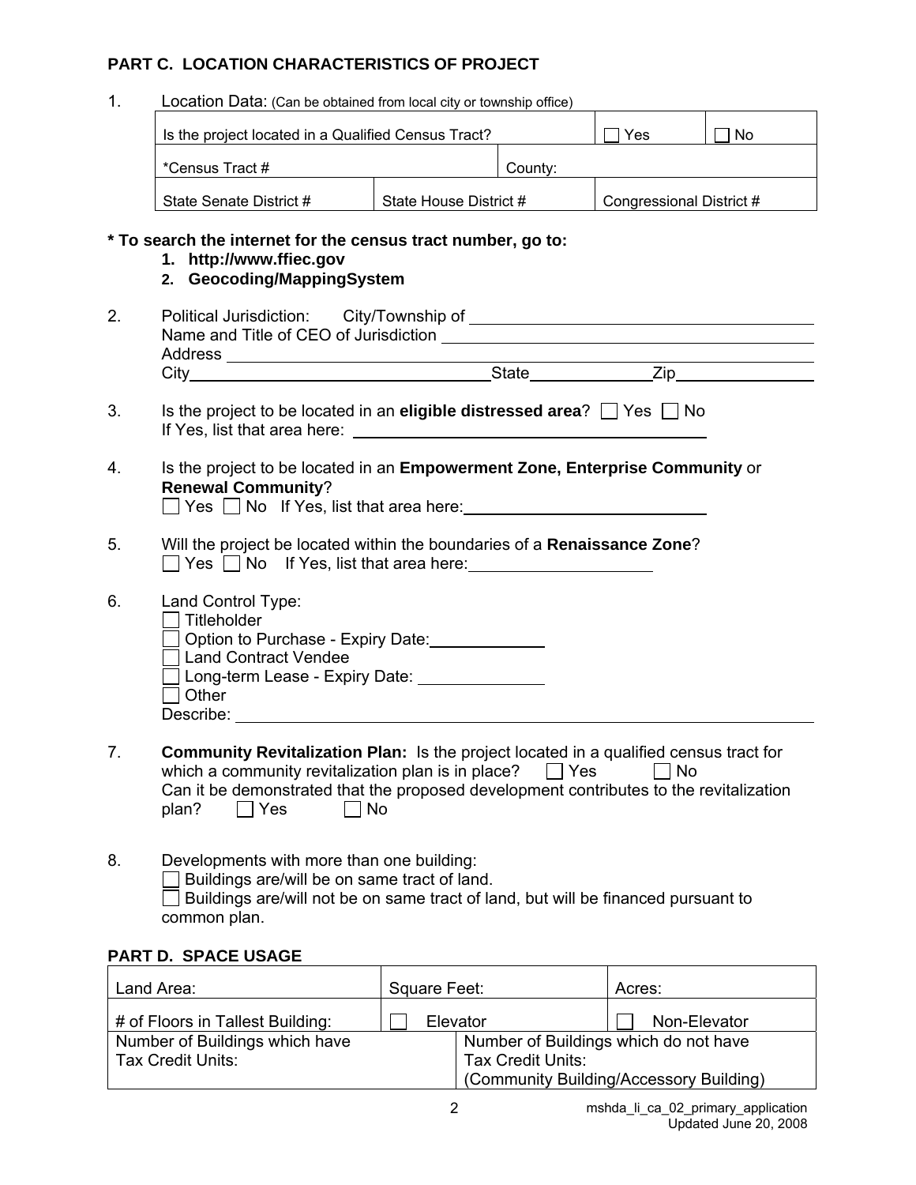## PART C. LOCATION CHARACTERISTICS OF PROJECT

1. Location Data: (Can be obtained from local city or township office)

| Is the project located in a Qualified Census Tract? | | ☐ Yes | ☐ No |
|---|---|---|---|
| *Census Tract # | | County: | |
| State Senate District # | State House District # | Congressional District # | |

**\* To search the internet for the census tract number, go to:**

1. **http://www.ffiec.gov**
2. **Geocoding/MappingSystem**

2. Political Jurisdiction: City/Township of ____________________
   Name and Title of CEO of Jurisdiction ____________________
   Address ____________________
   City____________________State__________Zip__________

3. Is the project to be located in an **eligible distressed area**? ☐ Yes ☐ No
   If Yes, list that area here: ____________________

4. Is the project to be located in an **Empowerment Zone, Enterprise Community** or **Renewal Community**?
   ☐ Yes ☐ No If Yes, list that area here:____________________

5. Will the project be located within the boundaries of a **Renaissance Zone**?
   ☐ Yes ☐ No If Yes, list that area here:____________________

6. Land Control Type:
   ☐ Titleholder
   ☐ Option to Purchase - Expiry Date:__________
   ☐ Land Contract Vendee
   ☐ Long-term Lease - Expiry Date: __________
   ☐ Other
   Describe: ____________________

7. **Community Revitalization Plan:** Is the project located in a qualified census tract for which a community revitalization plan is in place? ☐ Yes ☐ No
   Can it be demonstrated that the proposed development contributes to the revitalization plan? ☐ Yes ☐ No

8. Developments with more than one building:
   ☐ Buildings are/will be on same tract of land.
   ☐ Buildings are/will not be on same tract of land, but will be financed pursuant to common plan.

## PART D. SPACE USAGE

| Land Area: | Square Feet: | | Acres: |
|---|---|---|---|
| # of Floors in Tallest Building: | ☐ Elevator | | ☐ Non-Elevator |
| Number of Buildings which have Tax Credit Units: | | Number of Buildings which do not have Tax Credit Units: (Community Building/Accessory Building) | |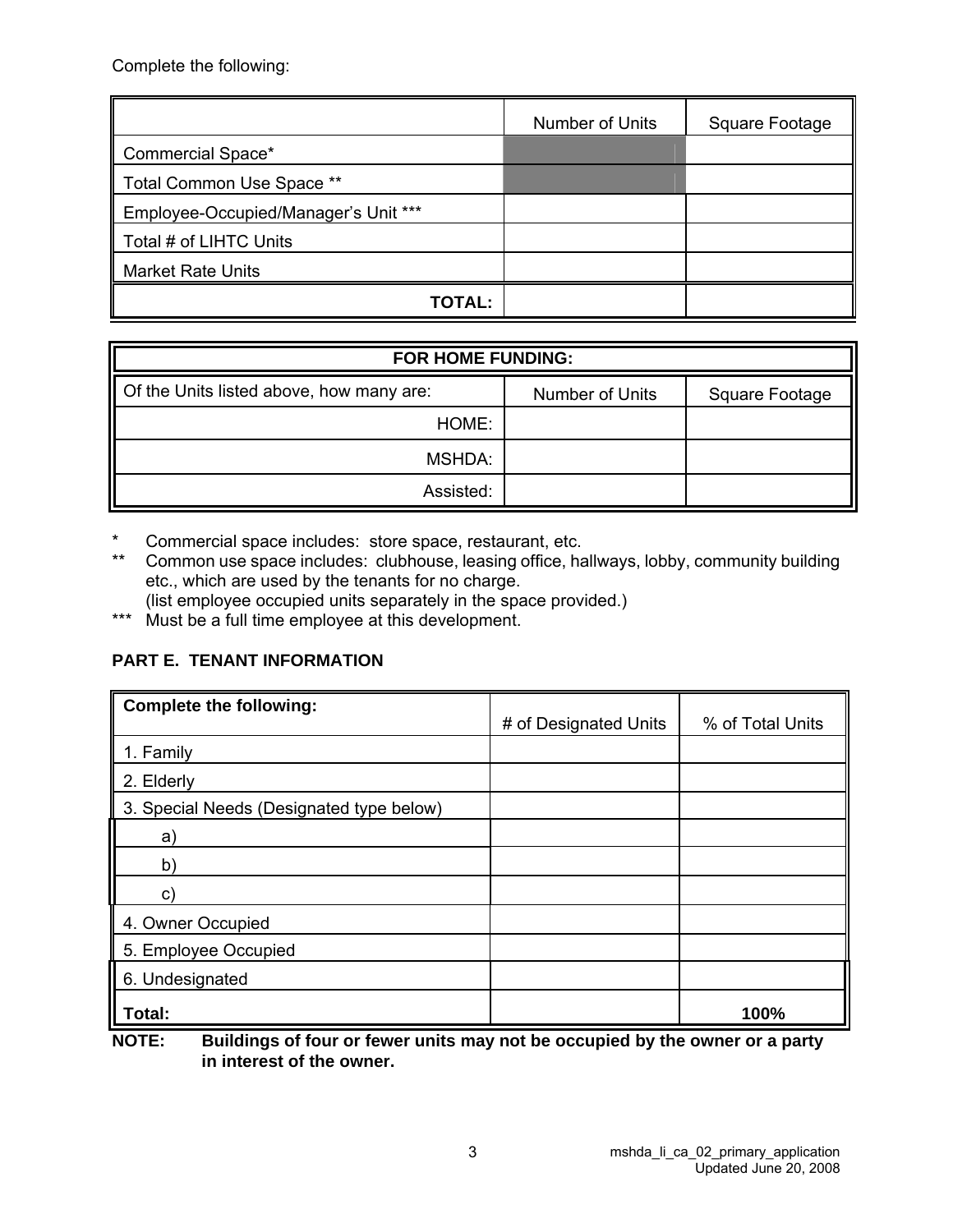Complete the following:

| | Number of Units | Square Footage |
|---|---|---|
| Commercial Space* | | |
| Total Common Use Space ** | | |
| Employee-Occupied/Manager's Unit *** | | |
| Total # of LIHTC Units | | |
| Market Rate Units | | |
| **TOTAL:** | | |

| **FOR HOME FUNDING:** | | |
|---|---|---|
| Of the Units listed above, how many are: | Number of Units | Square Footage |
| HOME: | | |
| MSHDA: | | |
| Assisted: | | |

\* Commercial space includes: store space, restaurant, etc.

\** Common use space includes: clubhouse, leasing office, hallways, lobby, community building etc., which are used by the tenants for no charge.
(list employee occupied units separately in the space provided.)

\*** Must be a full time employee at this development.

### PART E. TENANT INFORMATION

| **Complete the following:** | # of Designated Units | % of Total Units |
|---|---|---|
| 1. Family | | |
| 2. Elderly | | |
| 3. Special Needs (Designated type below) | | |
| a) | | |
| b) | | |
| c) | | |
| 4. Owner Occupied | | |
| 5. Employee Occupied | | |
| 6. Undesignated | | |
| **Total:** | | **100%** |

**NOTE: Buildings of four or fewer units may not be occupied by the owner or a party in interest of the owner.**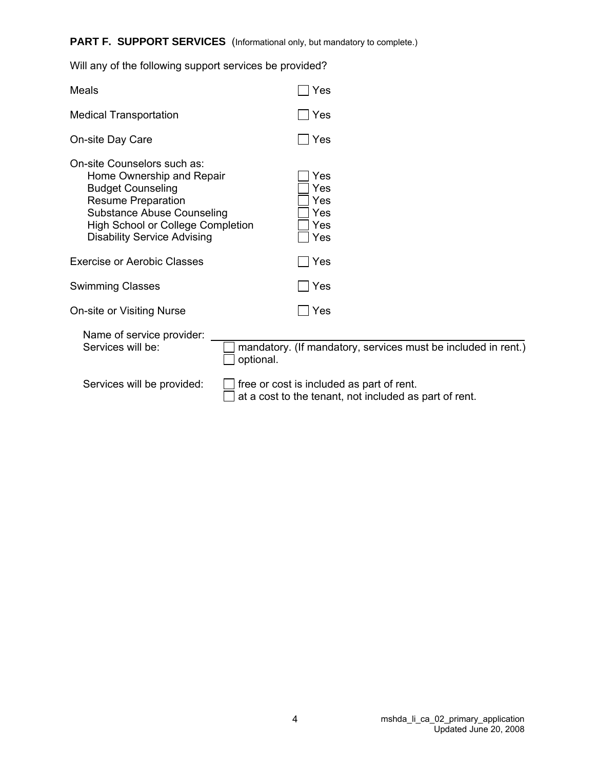**PART F. SUPPORT SERVICES** (Informational only, but mandatory to complete.)

Will any of the following support services be provided?

| | |
|---|---|
| Meals | ☐ Yes |
| Medical Transportation | ☐ Yes |
| On-site Day Care | ☐ Yes |
| On-site Counselors such as: | |
| Home Ownership and Repair | ☐ Yes |
| Budget Counseling | ☐ Yes |
| Resume Preparation | ☐ Yes |
| Substance Abuse Counseling | ☐ Yes |
| High School or College Completion | ☐ Yes |
| Disability Service Advising | ☐ Yes |
| Exercise or Aerobic Classes | ☐ Yes |
| Swimming Classes | ☐ Yes |
| On-site or Visiting Nurse | ☐ Yes |

Name of service provider: ______________________________

Services will be:
- ☐ mandatory. (If mandatory, services must be included in rent.)
- ☐ optional.

Services will be provided:
- ☐ free or cost is included as part of rent.
- ☐ at a cost to the tenant, not included as part of rent.

mshda_li_ca_02_primary_application
Updated June 20, 2008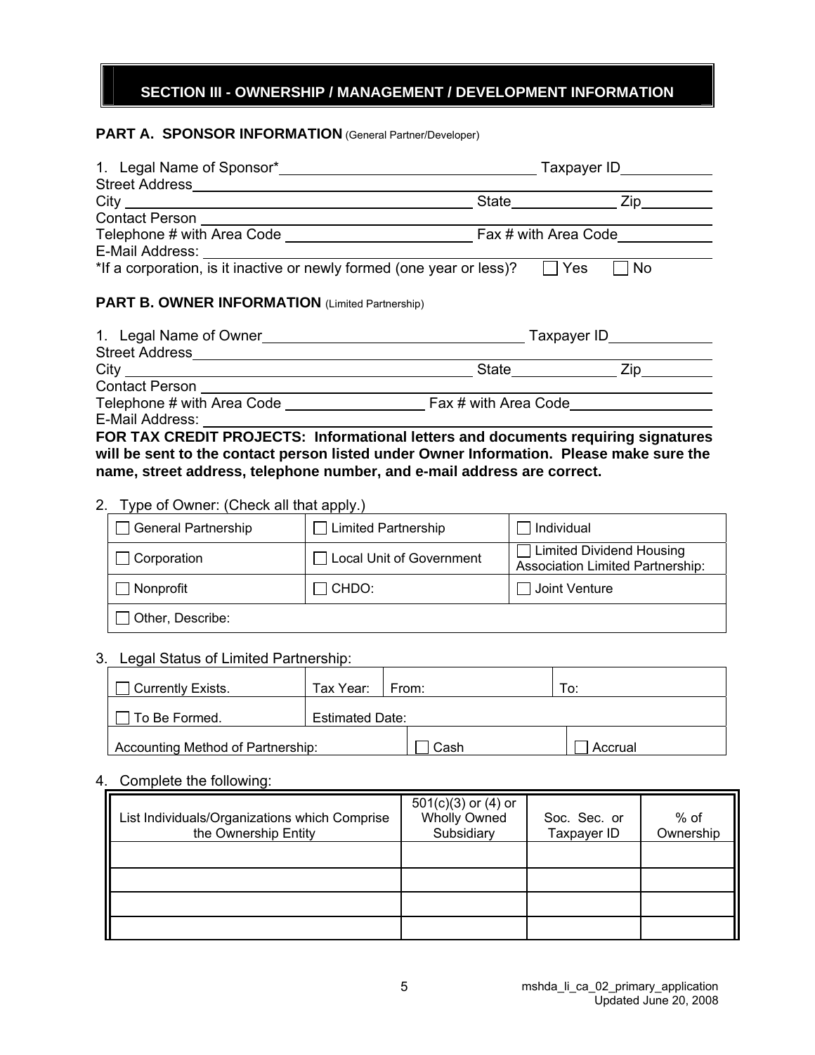## SECTION III - OWNERSHIP / MANAGEMENT / DEVELOPMENT INFORMATION

### PART A. SPONSOR INFORMATION (General Partner/Developer)

1. Legal Name of Sponsor* \_\_\_\_\_\_\_\_\_\_\_\_\_\_\_\_\_\_\_\_ Taxpayer ID \_\_\_\_\_\_\_\_\_\_

Street Address \_\_\_\_\_\_\_\_\_\_\_\_\_\_\_\_\_\_\_\_

City \_\_\_\_\_\_\_\_\_\_\_\_\_\_\_\_\_\_\_\_ State \_\_\_\_\_\_\_\_\_\_ Zip \_\_\_\_\_\_\_\_\_\_

Contact Person \_\_\_\_\_\_\_\_\_\_\_\_\_\_\_\_\_\_\_\_

Telephone # with Area Code \_\_\_\_\_\_\_\_\_\_\_\_\_\_\_\_\_\_\_\_ Fax # with Area Code \_\_\_\_\_\_\_\_\_\_

E-Mail Address: \_\_\_\_\_\_\_\_\_\_\_\_\_\_\_\_\_\_\_\_

*If a corporation, is it inactive or newly formed (one year or less)? ☐ Yes ☐ No

### PART B. OWNER INFORMATION (Limited Partnership)

1. Legal Name of Owner \_\_\_\_\_\_\_\_\_\_\_\_\_\_\_\_\_\_\_\_ Taxpayer ID \_\_\_\_\_\_\_\_\_\_

Street Address \_\_\_\_\_\_\_\_\_\_\_\_\_\_\_\_\_\_\_\_

City \_\_\_\_\_\_\_\_\_\_\_\_\_\_\_\_\_\_\_\_ State \_\_\_\_\_\_\_\_\_\_ Zip \_\_\_\_\_\_\_\_\_\_

Contact Person \_\_\_\_\_\_\_\_\_\_\_\_\_\_\_\_\_\_\_\_

Telephone # with Area Code \_\_\_\_\_\_\_\_\_\_\_\_\_\_\_\_\_\_\_\_ Fax # with Area Code \_\_\_\_\_\_\_\_\_\_

E-Mail Address: \_\_\_\_\_\_\_\_\_\_\_\_\_\_\_\_\_\_\_\_

**FOR TAX CREDIT PROJECTS: Informational letters and documents requiring signatures will be sent to the contact person listed under Owner Information. Please make sure the name, street address, telephone number, and e-mail address are correct.**

2. Type of Owner: (Check all that apply.)

| | | |
|---|---|---|
| ☐ General Partnership | ☐ Limited Partnership | ☐ Individual |
| ☐ Corporation | ☐ Local Unit of Government | ☐ Limited Dividend Housing Association Limited Partnership: |
| ☐ Nonprofit | ☐ CHDO: | ☐ Joint Venture |
| ☐ Other, Describe: | | |

3. Legal Status of Limited Partnership:

| | | | |
|---|---|---|---|
| ☐ Currently Exists. | Tax Year: | From: | To: |
| ☐ To Be Formed. | Estimated Date: | | |
| Accounting Method of Partnership: | | ☐ Cash | ☐ Accrual |

4. Complete the following:

| List Individuals/Organizations which Comprise the Ownership Entity | 501(c)(3) or (4) or Wholly Owned Subsidiary | Soc. Sec. or Taxpayer ID | % of Ownership |
|---|---|---|---|
| | | | |
| | | | |
| | | | |
| | | | |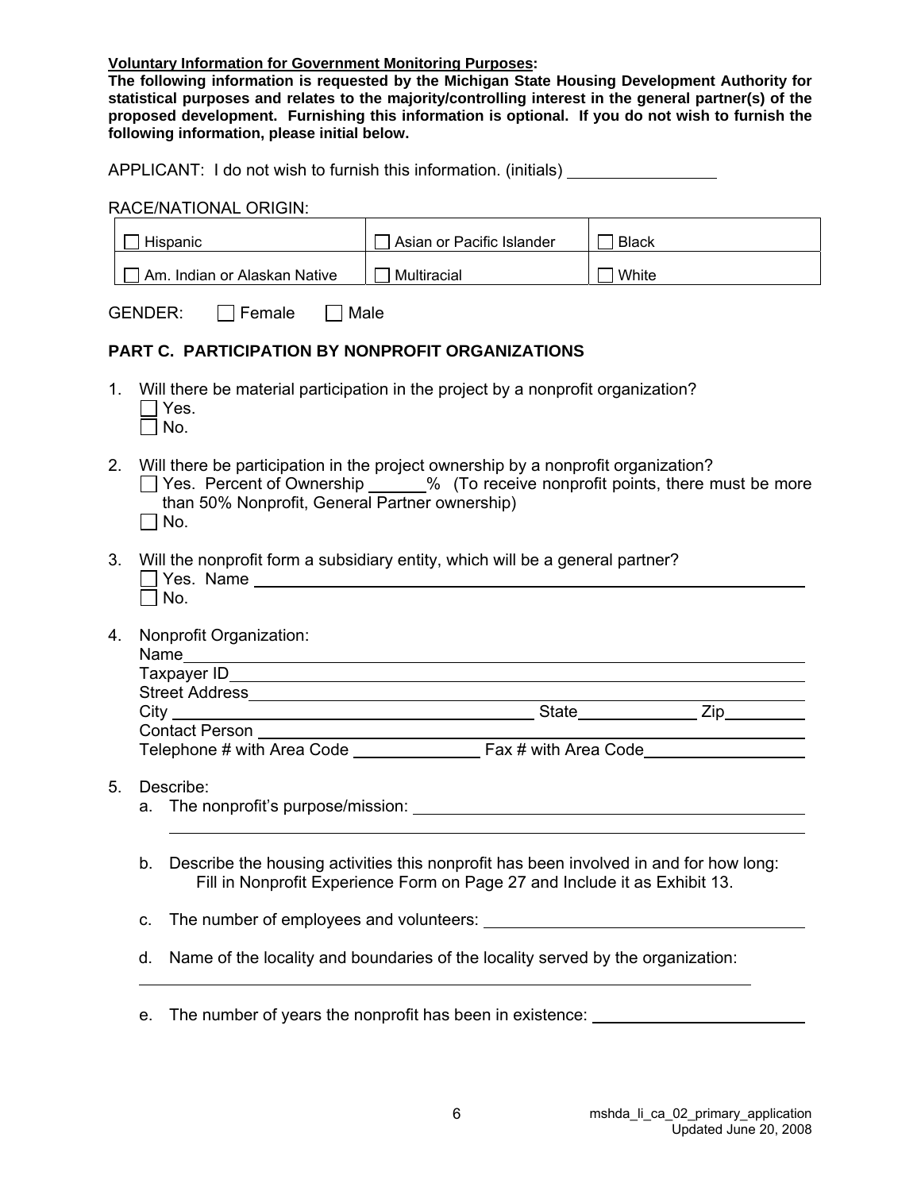**Voluntary Information for Government Monitoring Purposes:**

**The following information is requested by the Michigan State Housing Development Authority for statistical purposes and relates to the majority/controlling interest in the general partner(s) of the proposed development. Furnishing this information is optional. If you do not wish to furnish the following information, please initial below.**

APPLICANT: I do not wish to furnish this information. (initials) ________________

RACE/NATIONAL ORIGIN:

| | | |
|---|---|---|
| ☐ Hispanic | ☐ Asian or Pacific Islander | ☐ Black |
| ☐ Am. Indian or Alaskan Native | ☐ Multiracial | ☐ White |

GENDER: ☐ Female ☐ Male

## PART C. PARTICIPATION BY NONPROFIT ORGANIZATIONS

1. Will there be material participation in the project by a nonprofit organization?
   ☐ Yes.
   ☐ No.

2. Will there be participation in the project ownership by a nonprofit organization?
   ☐ Yes. Percent of Ownership ______% (To receive nonprofit points, there must be more than 50% Nonprofit, General Partner ownership)
   ☐ No.

3. Will the nonprofit form a subsidiary entity, which will be a general partner?
   ☐ Yes. Name ________________________________________________
   ☐ No.

4. Nonprofit Organization:
   Name ________________________________________________
   Taxpayer ID ________________________________________________
   Street Address ________________________________________________
   City ______________________________ State ____________ Zip ________
   Contact Person ________________________________________________
   Telephone # with Area Code ______________ Fax # with Area Code ________________

5. Describe:
   a. The nonprofit's purpose/mission: ________________________________________________
   ________________________________________________

   b. Describe the housing activities this nonprofit has been involved in and for how long:
      Fill in Nonprofit Experience Form on Page 27 and Include it as Exhibit 13.

   c. The number of employees and volunteers: ________________________________

   d. Name of the locality and boundaries of the locality served by the organization:
   ________________________________________________

   e. The number of years the nonprofit has been in existence: ______________________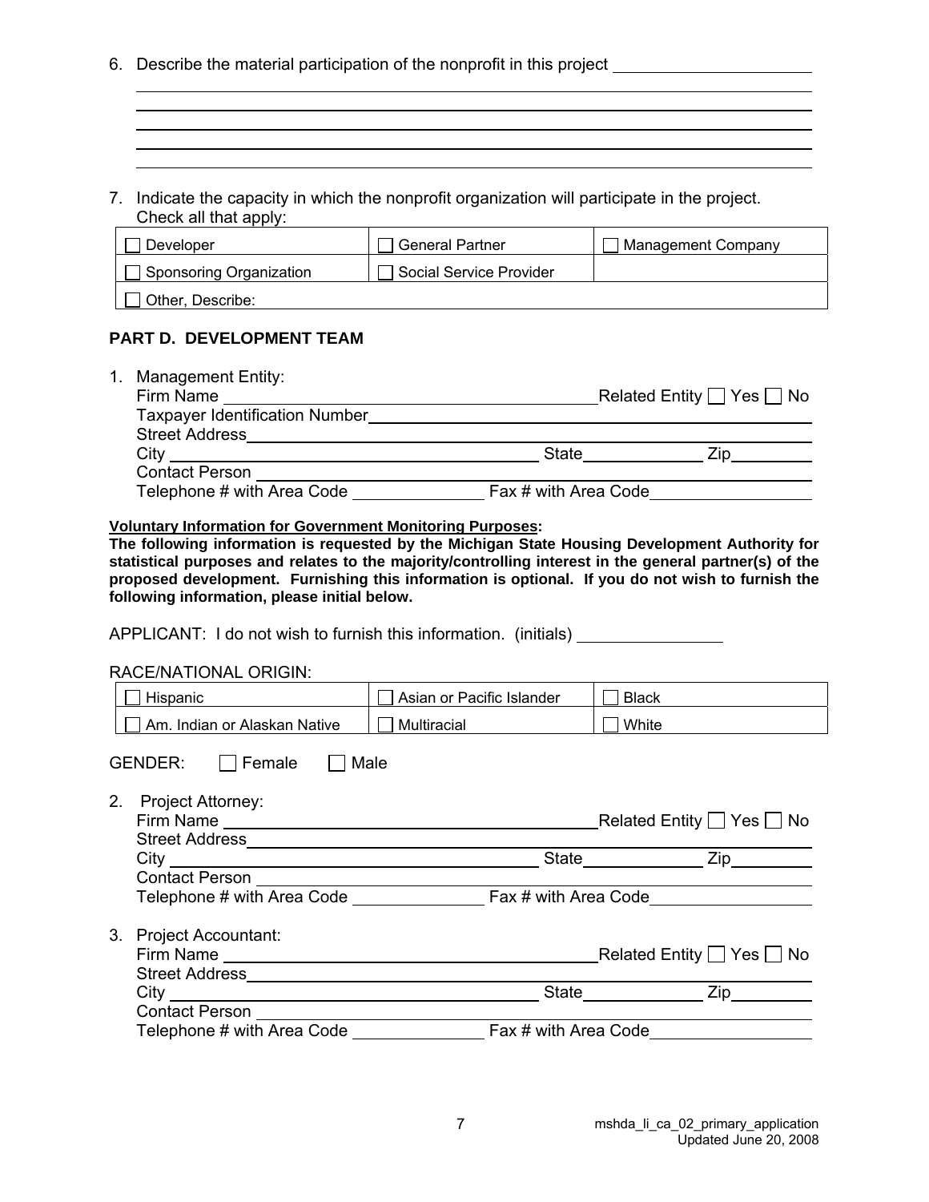6. Describe the material participation of the nonprofit in this project ______________________

_______________________________________________________________________________

_______________________________________________________________________________

_______________________________________________________________________________

_______________________________________________________________________________

_______________________________________________________________________________

7. Indicate the capacity in which the nonprofit organization will participate in the project. Check all that apply:

| | | |
|---|---|---|
| ☐ Developer | ☐ General Partner | ☐ Management Company |
| ☐ Sponsoring Organization | ☐ Social Service Provider | |
| ☐ Other, Describe: | | |

## PART D. DEVELOPMENT TEAM

1. Management Entity:
   Firm Name ______________________________ Related Entity ☐ Yes ☐ No
   Taxpayer Identification Number ______________________________
   Street Address ______________________________
   City ______________________________ State __________ Zip ________
   Contact Person ______________________________
   Telephone # with Area Code ____________ Fax # with Area Code ____________

**Voluntary Information for Government Monitoring Purposes:**
**The following information is requested by the Michigan State Housing Development Authority for statistical purposes and relates to the majority/controlling interest in the general partner(s) of the proposed development. Furnishing this information is optional. If you do not wish to furnish the following information, please initial below.**

APPLICANT: I do not wish to furnish this information. (initials) ____________

RACE/NATIONAL ORIGIN:

| | | |
|---|---|---|
| ☐ Hispanic | ☐ Asian or Pacific Islander | ☐ Black |
| ☐ Am. Indian or Alaskan Native | ☐ Multiracial | ☐ White |

GENDER: ☐ Female ☐ Male

2. Project Attorney:
   Firm Name ______________________________ Related Entity ☐ Yes ☐ No
   Street Address ______________________________
   City ______________________________ State __________ Zip ________
   Contact Person ______________________________
   Telephone # with Area Code ____________ Fax # with Area Code ____________

3. Project Accountant:
   Firm Name ______________________________ Related Entity ☐ Yes ☐ No
   Street Address ______________________________
   City ______________________________ State __________ Zip ________
   Contact Person ______________________________
   Telephone # with Area Code ____________ Fax # with Area Code ____________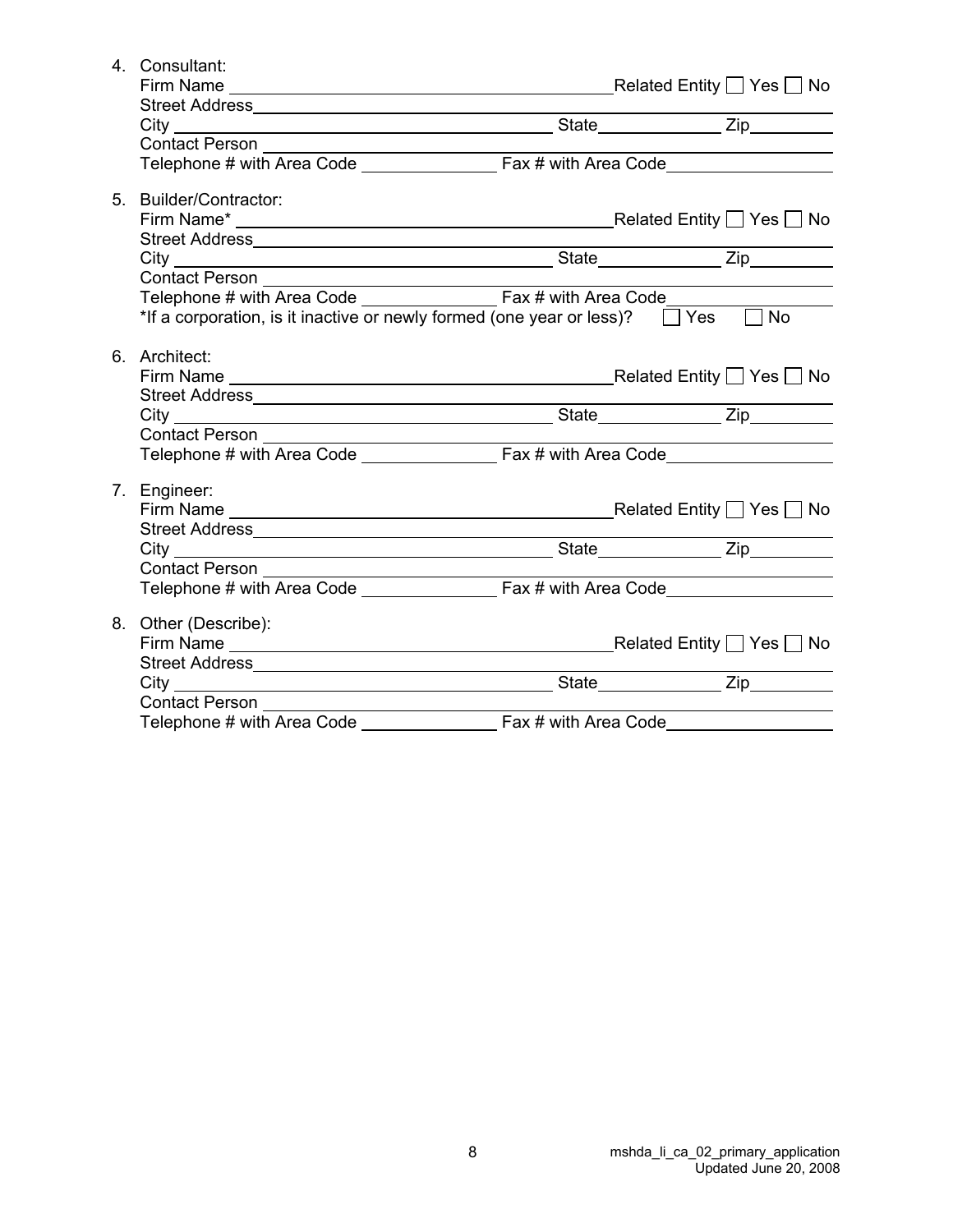4. Consultant:
   Firm Name \_\_\_\_\_\_\_\_\_\_\_\_\_\_\_\_\_\_\_\_ Related Entity ☐ Yes ☐ No
   Street Address \_\_\_\_\_\_\_\_\_\_\_\_\_\_\_\_\_\_\_\_
   City \_\_\_\_\_\_\_\_\_\_\_\_\_\_\_\_\_\_\_\_ State \_\_\_\_\_\_\_\_ Zip \_\_\_\_\_\_\_\_
   Contact Person \_\_\_\_\_\_\_\_\_\_\_\_\_\_\_\_\_\_\_\_
   Telephone # with Area Code \_\_\_\_\_\_\_\_\_\_ Fax # with Area Code \_\_\_\_\_\_\_\_\_\_

5. Builder/Contractor:
   Firm Name* \_\_\_\_\_\_\_\_\_\_\_\_\_\_\_\_\_\_\_\_ Related Entity ☐ Yes ☐ No
   Street Address \_\_\_\_\_\_\_\_\_\_\_\_\_\_\_\_\_\_\_\_
   City \_\_\_\_\_\_\_\_\_\_\_\_\_\_\_\_\_\_\_\_ State \_\_\_\_\_\_\_\_ Zip \_\_\_\_\_\_\_\_
   Contact Person \_\_\_\_\_\_\_\_\_\_\_\_\_\_\_\_\_\_\_\_
   Telephone # with Area Code \_\_\_\_\_\_\_\_\_\_ Fax # with Area Code \_\_\_\_\_\_\_\_\_\_
   *If a corporation, is it inactive or newly formed (one year or less)? ☐ Yes ☐ No

6. Architect:
   Firm Name \_\_\_\_\_\_\_\_\_\_\_\_\_\_\_\_\_\_\_\_ Related Entity ☐ Yes ☐ No
   Street Address \_\_\_\_\_\_\_\_\_\_\_\_\_\_\_\_\_\_\_\_
   City \_\_\_\_\_\_\_\_\_\_\_\_\_\_\_\_\_\_\_\_ State \_\_\_\_\_\_\_\_ Zip \_\_\_\_\_\_\_\_
   Contact Person \_\_\_\_\_\_\_\_\_\_\_\_\_\_\_\_\_\_\_\_
   Telephone # with Area Code \_\_\_\_\_\_\_\_\_\_ Fax # with Area Code \_\_\_\_\_\_\_\_\_\_

7. Engineer:
   Firm Name \_\_\_\_\_\_\_\_\_\_\_\_\_\_\_\_\_\_\_\_ Related Entity ☐ Yes ☐ No
   Street Address \_\_\_\_\_\_\_\_\_\_\_\_\_\_\_\_\_\_\_\_
   City \_\_\_\_\_\_\_\_\_\_\_\_\_\_\_\_\_\_\_\_ State \_\_\_\_\_\_\_\_ Zip \_\_\_\_\_\_\_\_
   Contact Person \_\_\_\_\_\_\_\_\_\_\_\_\_\_\_\_\_\_\_\_
   Telephone # with Area Code \_\_\_\_\_\_\_\_\_\_ Fax # with Area Code \_\_\_\_\_\_\_\_\_\_

8. Other (Describe):
   Firm Name \_\_\_\_\_\_\_\_\_\_\_\_\_\_\_\_\_\_\_\_ Related Entity ☐ Yes ☐ No
   Street Address \_\_\_\_\_\_\_\_\_\_\_\_\_\_\_\_\_\_\_\_
   City \_\_\_\_\_\_\_\_\_\_\_\_\_\_\_\_\_\_\_\_ State \_\_\_\_\_\_\_\_ Zip \_\_\_\_\_\_\_\_
   Contact Person \_\_\_\_\_\_\_\_\_\_\_\_\_\_\_\_\_\_\_\_
   Telephone # with Area Code \_\_\_\_\_\_\_\_\_\_ Fax # with Area Code \_\_\_\_\_\_\_\_\_\_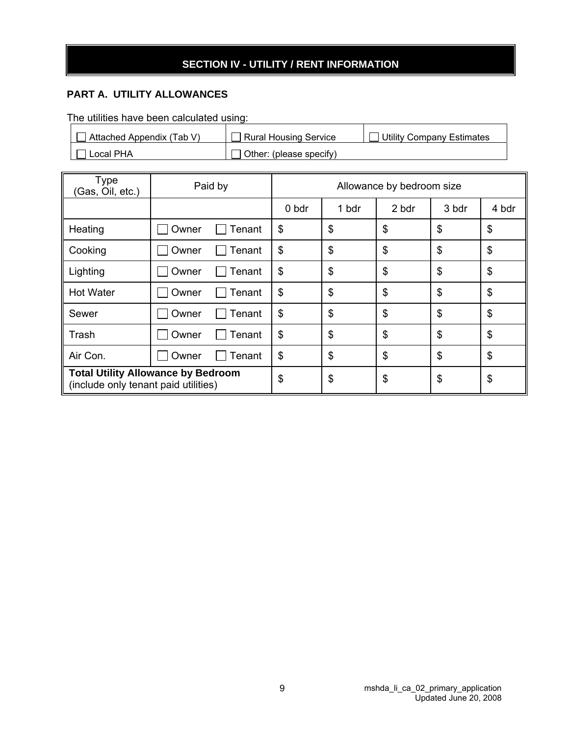## SECTION IV - UTILITY / RENT INFORMATION

### PART A. UTILITY ALLOWANCES

The utilities have been calculated using:

| | | |
|---|---|---|
| ☐ Attached Appendix (Tab V) | ☐ Rural Housing Service | ☐ Utility Company Estimates |
| ☐ Local PHA | ☐ Other: (please specify) | |

| Type (Gas, Oil, etc.) | Paid by | Allowance by bedroom size | | | | |
|---|---|---|---|---|---|---|
| | | 0 bdr | 1 bdr | 2 bdr | 3 bdr | 4 bdr |
| Heating | ☐ Owner ☐ Tenant | $ | $ | $ | $ | $ |
| Cooking | ☐ Owner ☐ Tenant | $ | $ | $ | $ | $ |
| Lighting | ☐ Owner ☐ Tenant | $ | $ | $ | $ | $ |
| Hot Water | ☐ Owner ☐ Tenant | $ | $ | $ | $ | $ |
| Sewer | ☐ Owner ☐ Tenant | $ | $ | $ | $ | $ |
| Trash | ☐ Owner ☐ Tenant | $ | $ | $ | $ | $ |
| Air Con. | ☐ Owner ☐ Tenant | $ | $ | $ | $ | $ |
| **Total Utility Allowance by Bedroom** (include only tenant paid utilities) | | $ | $ | $ | $ | $ |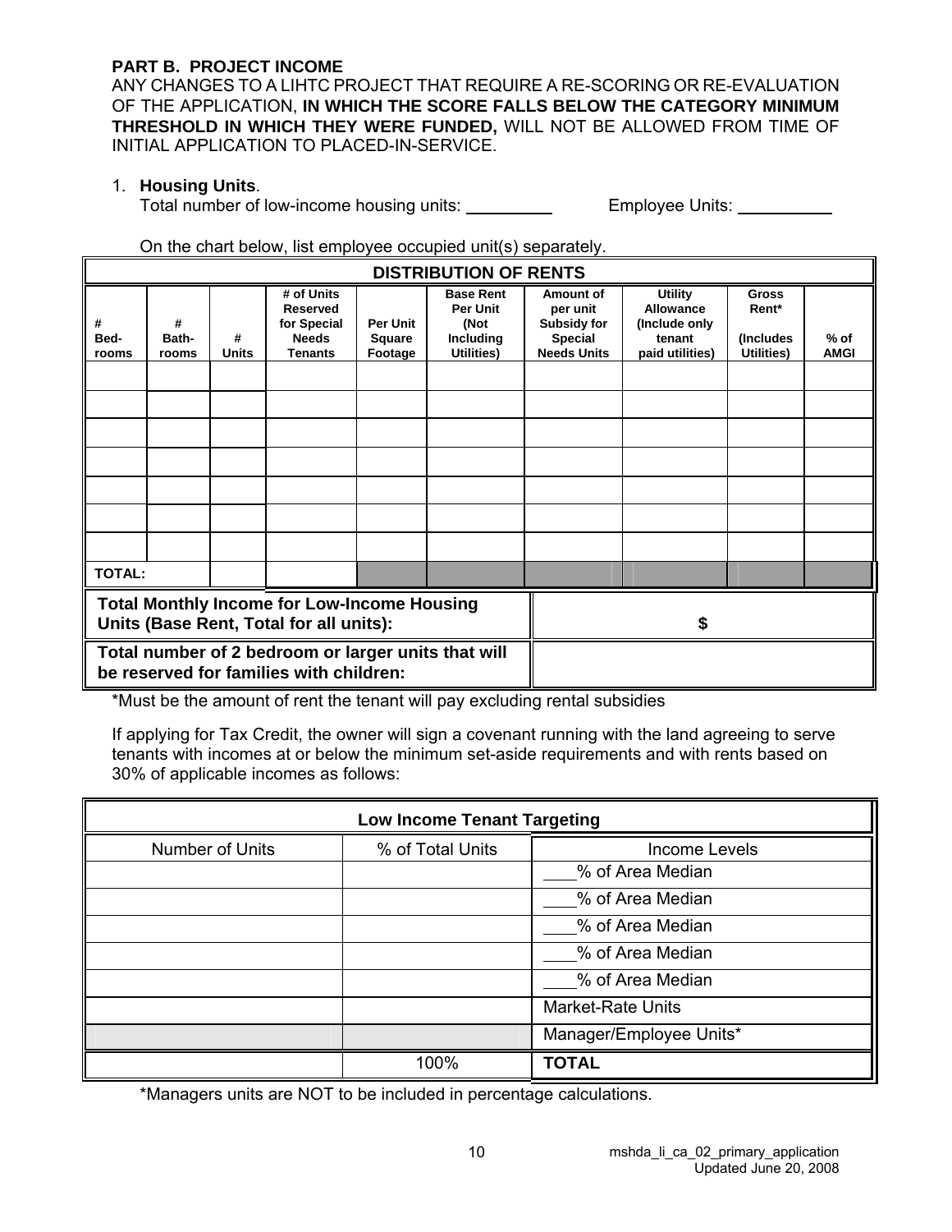**PART B. PROJECT INCOME**

ANY CHANGES TO A LIHTC PROJECT THAT REQUIRE A RE-SCORING OR RE-EVALUATION OF THE APPLICATION, **IN WHICH THE SCORE FALLS BELOW THE CATEGORY MINIMUM THRESHOLD IN WHICH THEY WERE FUNDED,** WILL NOT BE ALLOWED FROM TIME OF INITIAL APPLICATION TO PLACED-IN-SERVICE.

1. **Housing Units**.

   Total number of low-income housing units: _________ Employee Units: __________

   On the chart below, list employee occupied unit(s) separately.

| **DISTRIBUTION OF RENTS** | | | | | | | | | |
|---|---|---|---|---|---|---|---|---|---|
| **# Bed-rooms** | **# Bath-rooms** | **# Units** | **# of Units Reserved for Special Needs Tenants** | **Per Unit Square Footage** | **Base Rent Per Unit (Not Including Utilities)** | **Amount of per unit Subsidy for Special Needs Units** | **Utility Allowance (Include only tenant paid utilities)** | **Gross Rent* (Includes Utilities)** | **% of AMGI** |
| | | | | | | | | | |
| | | | | | | | | | |
| | | | | | | | | | |
| | | | | | | | | | |
| | | | | | | | | | |
| | | | | | | | | | |
| | | | | | | | | | |
| **TOTAL:** | | | | | | | | | |

| | |
|---|---|
| **Total Monthly Income for Low-Income Housing Units (Base Rent, Total for all units):** | **$** |
| **Total number of 2 bedroom or larger units that will be reserved for families with children:** | |

*Must be the amount of rent the tenant will pay excluding rental subsidies

If applying for Tax Credit, the owner will sign a covenant running with the land agreeing to serve tenants with incomes at or below the minimum set-aside requirements and with rents based on 30% of applicable incomes as follows:

| **Low Income Tenant Targeting** | | |
|---|---|---|
| Number of Units | % of Total Units | Income Levels |
| | | ____% of Area Median |
| | | ____% of Area Median |
| | | ____% of Area Median |
| | | ____% of Area Median |
| | | ____% of Area Median |
| | | Market-Rate Units |
| | | Manager/Employee Units* |
| | 100% | **TOTAL** |

*Managers units are NOT to be included in percentage calculations.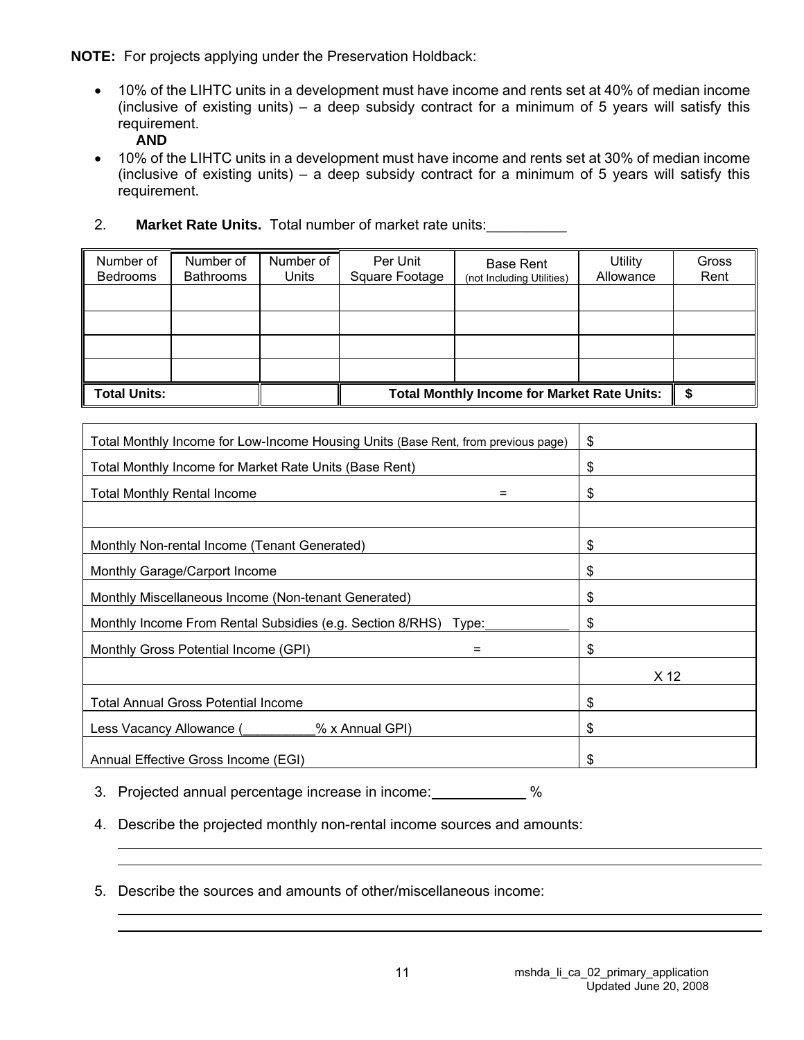**NOTE:** For projects applying under the Preservation Holdback:

- 10% of the LIHTC units in a development must have income and rents set at 40% of median income (inclusive of existing units) – a deep subsidy contract for a minimum of 5 years will satisfy this requirement.
  
  **AND**
- 10% of the LIHTC units in a development must have income and rents set at 30% of median income (inclusive of existing units) – a deep subsidy contract for a minimum of 5 years will satisfy this requirement.

2. **Market Rate Units.** Total number of market rate units:__________

| Number of Bedrooms | Number of Bathrooms | Number of Units | Per Unit Square Footage | Base Rent (not Including Utilities) | Utility Allowance | Gross Rent |
|---|---|---|---|---|---|---|
| | | | | | | |
| | | | | | | |
| | | | | | | |
| | | | | | | |
| **Total Units:** | | | **Total Monthly Income for Market Rate Units:** | | | **$** |

| | |
|---|---|
| Total Monthly Income for Low-Income Housing Units (Base Rent, from previous page) | $ |
| Total Monthly Income for Market Rate Units (Base Rent) | $ |
| Total Monthly Rental Income = | $ |
| | |
| Monthly Non-rental Income (Tenant Generated) | $ |
| Monthly Garage/Carport Income | $ |
| Monthly Miscellaneous Income (Non-tenant Generated) | $ |
| Monthly Income From Rental Subsidies (e.g. Section 8/RHS) Type:___________ | $ |
| Monthly Gross Potential Income (GPI) = | $ |
| | X 12 |
| Total Annual Gross Potential Income | $ |
| Less Vacancy Allowance (__________% x Annual GPI) | $ |
| Annual Effective Gross Income (EGI) | $ |

3. Projected annual percentage increase in income:____________ %

4. Describe the projected monthly non-rental income sources and amounts:

______________________________________________________________________________

______________________________________________________________________________

5. Describe the sources and amounts of other/miscellaneous income:

______________________________________________________________________________

______________________________________________________________________________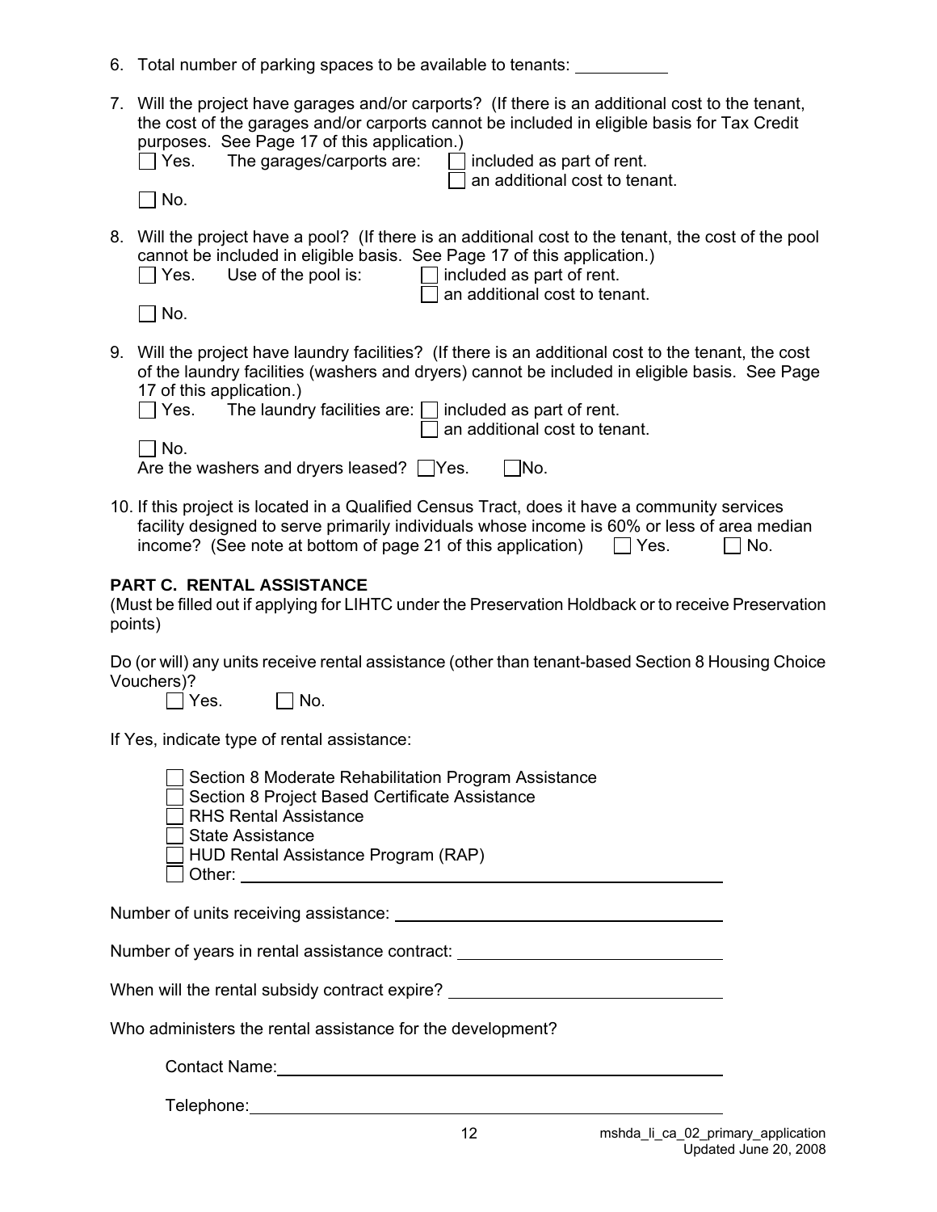6. Total number of parking spaces to be available to tenants: __________

7. Will the project have garages and/or carports? (If there is an additional cost to the tenant, the cost of the garages and/or carports cannot be included in eligible basis for Tax Credit purposes. See Page 17 of this application.)
   ☐ Yes. The garages/carports are: ☐ included as part of rent.
   ☐ an additional cost to tenant.
   ☐ No.

8. Will the project have a pool? (If there is an additional cost to the tenant, the cost of the pool cannot be included in eligible basis. See Page 17 of this application.)
   ☐ Yes. Use of the pool is: ☐ included as part of rent.
   ☐ an additional cost to tenant.
   ☐ No.

9. Will the project have laundry facilities? (If there is an additional cost to the tenant, the cost of the laundry facilities (washers and dryers) cannot be included in eligible basis. See Page 17 of this application.)
   ☐ Yes. The laundry facilities are: ☐ included as part of rent.
   ☐ an additional cost to tenant.
   ☐ No.
   Are the washers and dryers leased? ☐ Yes. ☐ No.

10. If this project is located in a Qualified Census Tract, does it have a community services facility designed to serve primarily individuals whose income is 60% or less of area median income? (See note at bottom of page 21 of this application) ☐ Yes. ☐ No.

**PART C. RENTAL ASSISTANCE**

(Must be filled out if applying for LIHTC under the Preservation Holdback or to receive Preservation points)

Do (or will) any units receive rental assistance (other than tenant-based Section 8 Housing Choice Vouchers)?

☐ Yes. ☐ No.

If Yes, indicate type of rental assistance:

☐ Section 8 Moderate Rehabilitation Program Assistance
☐ Section 8 Project Based Certificate Assistance
☐ RHS Rental Assistance
☐ State Assistance
☐ HUD Rental Assistance Program (RAP)
☐ Other: ______________________________

Number of units receiving assistance: ______________________________

Number of years in rental assistance contract: ______________________________

When will the rental subsidy contract expire? ______________________________

Who administers the rental assistance for the development?

Contact Name: ______________________________

Telephone: ______________________________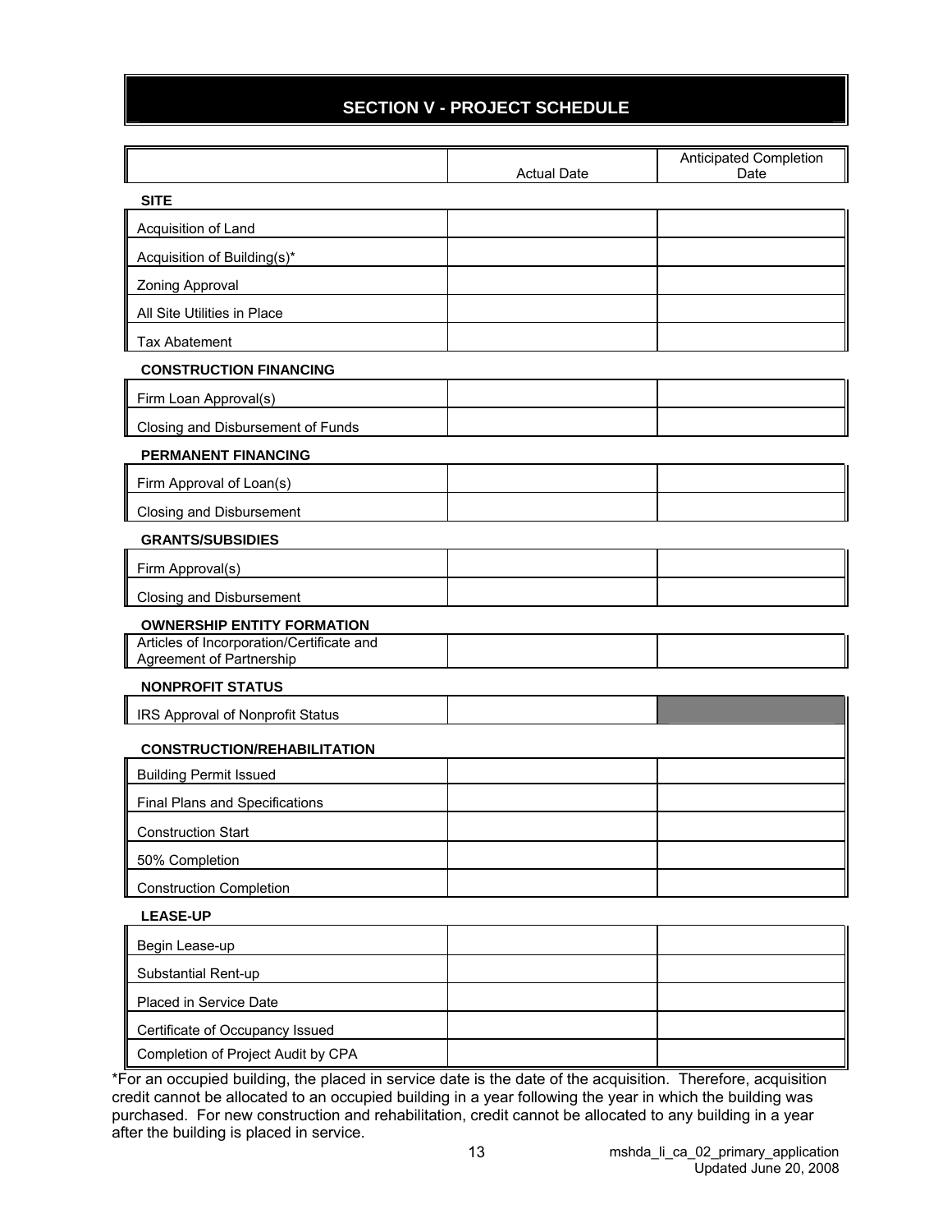## SECTION V - PROJECT SCHEDULE

| | Actual Date | Anticipated Completion Date |
|---|---|---|
| **SITE** | | |
| Acquisition of Land | | |
| Acquisition of Building(s)* | | |
| Zoning Approval | | |
| All Site Utilities in Place | | |
| Tax Abatement | | |
| **CONSTRUCTION FINANCING** | | |
| Firm Loan Approval(s) | | |
| Closing and Disbursement of Funds | | |
| **PERMANENT FINANCING** | | |
| Firm Approval of Loan(s) | | |
| Closing and Disbursement | | |
| **GRANTS/SUBSIDIES** | | |
| Firm Approval(s) | | |
| Closing and Disbursement | | |
| **OWNERSHIP ENTITY FORMATION** | | |
| Articles of Incorporation/Certificate and Agreement of Partnership | | |
| **NONPROFIT STATUS** | | |
| IRS Approval of Nonprofit Status | | |
| **CONSTRUCTION/REHABILITATION** | | |
| Building Permit Issued | | |
| Final Plans and Specifications | | |
| Construction Start | | |
| 50% Completion | | |
| Construction Completion | | |
| **LEASE-UP** | | |
| Begin Lease-up | | |
| Substantial Rent-up | | |
| Placed in Service Date | | |
| Certificate of Occupancy Issued | | |
| Completion of Project Audit by CPA | | |

*For an occupied building, the placed in service date is the date of the acquisition. Therefore, acquisition credit cannot be allocated to an occupied building in a year following the year in which the building was purchased. For new construction and rehabilitation, credit cannot be allocated to any building in a year after the building is placed in service.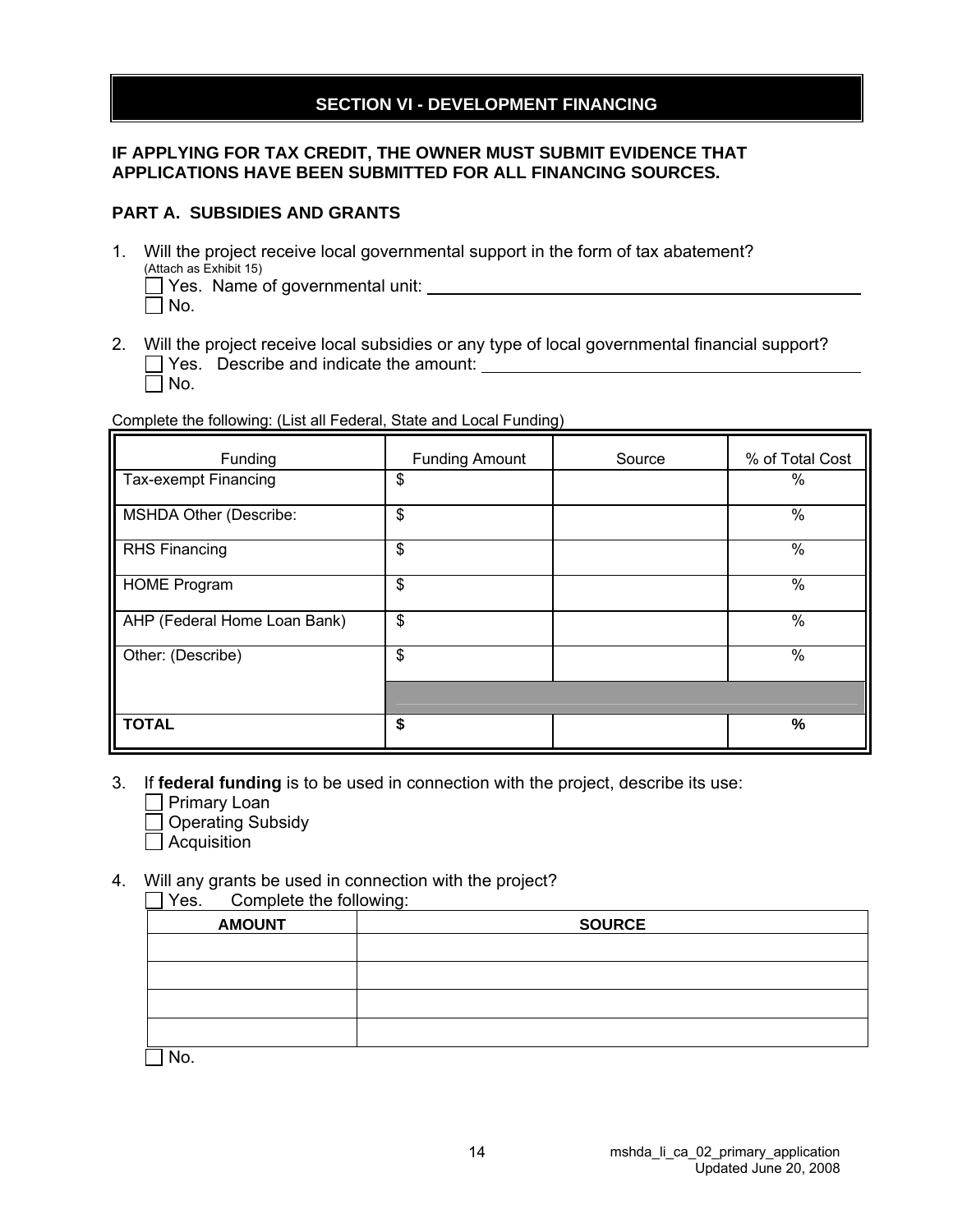## SECTION VI - DEVELOPMENT FINANCING

**IF APPLYING FOR TAX CREDIT, THE OWNER MUST SUBMIT EVIDENCE THAT APPLICATIONS HAVE BEEN SUBMITTED FOR ALL FINANCING SOURCES.**

### PART A. SUBSIDIES AND GRANTS

1. Will the project receive local governmental support in the form of tax abatement?
   (Attach as Exhibit 15)
   ☐ Yes. Name of governmental unit: ______________________________
   ☐ No.

2. Will the project receive local subsidies or any type of local governmental financial support?
   ☐ Yes. Describe and indicate the amount: ______________________________
   ☐ No.

Complete the following: (List all Federal, State and Local Funding)

| Funding | Funding Amount | Source | % of Total Cost |
|---|---|---|---|
| Tax-exempt Financing | $ | | % |
| MSHDA Other (Describe: | $ | | % |
| RHS Financing | $ | | % |
| HOME Program | $ | | % |
| AHP (Federal Home Loan Bank) | $ | | % |
| Other: (Describe) | $ | | % |
| | | | |
| **TOTAL** | **$** | | **%** |

3. If **federal funding** is to be used in connection with the project, describe its use:
   ☐ Primary Loan
   ☐ Operating Subsidy
   ☐ Acquisition

4. Will any grants be used in connection with the project?
   ☐ Yes. Complete the following:

| AMOUNT | SOURCE |
|---|---|
| | |
| | |
| | |
| | |

   ☐ No.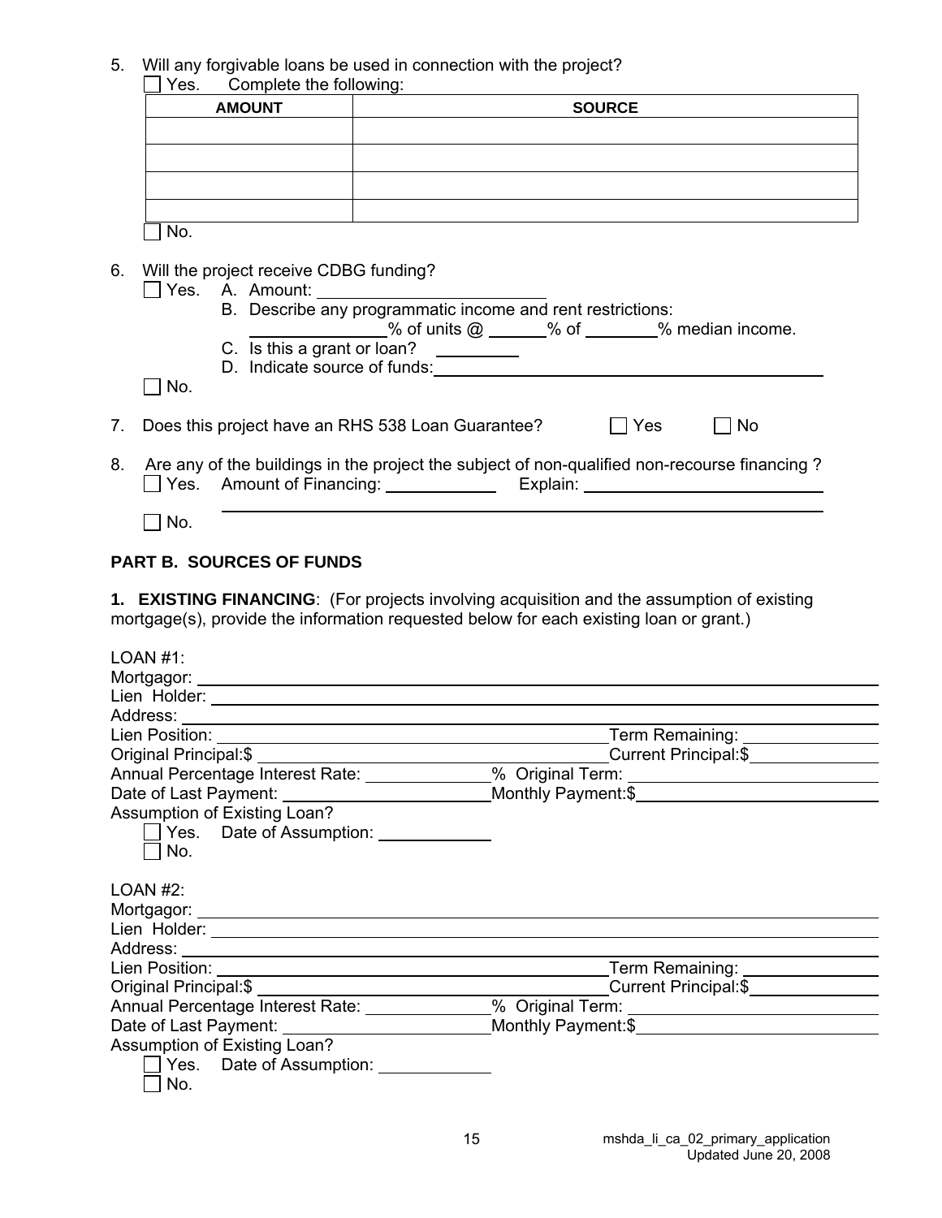5. Will any forgivable loans be used in connection with the project?

   ☐ Yes. Complete the following:

| AMOUNT | SOURCE |
|---|---|
| | |
| | |
| | |
| | |

   ☐ No.

6. Will the project receive CDBG funding?

   ☐ Yes. A. Amount: \_\_\_\_\_\_\_\_\_\_\_\_\_\_\_\_\_\_\_\_\_\_\_\_

   B. Describe any programmatic income and rent restrictions:

   \_\_\_\_\_\_\_\_\_\_\_\_% of units @ \_\_\_\_\_\_% of \_\_\_\_\_\_\_\_% median income.

   C. Is this a grant or loan? \_\_\_\_\_\_\_\_\_

   D. Indicate source of funds: \_\_\_\_\_\_\_\_\_\_\_\_\_\_\_\_\_\_\_\_\_\_\_\_\_\_\_\_\_\_\_\_\_\_\_\_\_\_\_\_

   ☐ No.

7. Does this project have an RHS 538 Loan Guarantee? ☐ Yes ☐ No

8. Are any of the buildings in the project the subject of non-qualified non-recourse financing ?

   ☐ Yes. Amount of Financing: \_\_\_\_\_\_\_\_\_\_\_\_ Explain: \_\_\_\_\_\_\_\_\_\_\_\_\_\_\_\_\_\_\_\_\_\_\_\_\_\_

   \_\_\_\_\_\_\_\_\_\_\_\_\_\_\_\_\_\_\_\_\_\_\_\_\_\_\_\_\_\_\_\_\_\_\_\_\_\_\_\_\_\_\_\_\_\_\_\_\_\_\_\_\_\_\_\_\_\_\_\_\_\_\_\_\_\_\_\_

   ☐ No.

## PART B. SOURCES OF FUNDS

**1. EXISTING FINANCING**: (For projects involving acquisition and the assumption of existing mortgage(s), provide the information requested below for each existing loan or grant.)

LOAN #1:

Mortgagor: \_\_\_\_\_\_\_\_\_\_\_\_\_\_\_\_\_\_\_\_\_\_\_\_\_\_\_\_\_\_\_\_\_\_\_\_\_\_\_\_\_\_\_\_\_\_\_\_\_\_\_\_\_\_\_\_\_\_\_\_\_\_\_\_\_\_\_\_

Lien Holder: \_\_\_\_\_\_\_\_\_\_\_\_\_\_\_\_\_\_\_\_\_\_\_\_\_\_\_\_\_\_\_\_\_\_\_\_\_\_\_\_\_\_\_\_\_\_\_\_\_\_\_\_\_\_\_\_\_\_\_\_\_\_\_\_\_\_

Address: \_\_\_\_\_\_\_\_\_\_\_\_\_\_\_\_\_\_\_\_\_\_\_\_\_\_\_\_\_\_\_\_\_\_\_\_\_\_\_\_\_\_\_\_\_\_\_\_\_\_\_\_\_\_\_\_\_\_\_\_\_\_\_\_\_\_\_\_\_\_

Lien Position: \_\_\_\_\_\_\_\_\_\_\_\_\_\_\_\_\_\_\_\_\_\_\_\_\_\_\_\_\_\_\_\_\_\_\_\_\_\_\_ Term Remaining: \_\_\_\_\_\_\_\_\_\_\_\_\_

Original Principal:$ \_\_\_\_\_\_\_\_\_\_\_\_\_\_\_\_\_\_\_\_\_\_\_\_\_\_\_\_\_\_\_\_\_\_\_\_ Current Principal:$ \_\_\_\_\_\_\_\_\_\_\_\_

Annual Percentage Interest Rate: \_\_\_\_\_\_\_\_\_\_\_\_% Original Term: \_\_\_\_\_\_\_\_\_\_\_\_\_\_\_\_\_\_\_\_\_\_\_\_

Date of Last Payment: \_\_\_\_\_\_\_\_\_\_\_\_\_\_\_\_\_\_\_\_\_\_ Monthly Payment:$ \_\_\_\_\_\_\_\_\_\_\_\_\_\_\_\_\_\_\_\_\_\_\_

Assumption of Existing Loan?

☐ Yes. Date of Assumption: \_\_\_\_\_\_\_\_\_\_\_\_

☐ No.

LOAN #2:

Mortgagor: \_\_\_\_\_\_\_\_\_\_\_\_\_\_\_\_\_\_\_\_\_\_\_\_\_\_\_\_\_\_\_\_\_\_\_\_\_\_\_\_\_\_\_\_\_\_\_\_\_\_\_\_\_\_\_\_\_\_\_\_\_\_\_\_\_\_\_\_

Lien Holder: \_\_\_\_\_\_\_\_\_\_\_\_\_\_\_\_\_\_\_\_\_\_\_\_\_\_\_\_\_\_\_\_\_\_\_\_\_\_\_\_\_\_\_\_\_\_\_\_\_\_\_\_\_\_\_\_\_\_\_\_\_\_\_\_\_\_

Address: \_\_\_\_\_\_\_\_\_\_\_\_\_\_\_\_\_\_\_\_\_\_\_\_\_\_\_\_\_\_\_\_\_\_\_\_\_\_\_\_\_\_\_\_\_\_\_\_\_\_\_\_\_\_\_\_\_\_\_\_\_\_\_\_\_\_\_\_\_\_

Lien Position: \_\_\_\_\_\_\_\_\_\_\_\_\_\_\_\_\_\_\_\_\_\_\_\_\_\_\_\_\_\_\_\_\_\_\_\_\_\_\_ Term Remaining: \_\_\_\_\_\_\_\_\_\_\_\_\_

Original Principal:$ \_\_\_\_\_\_\_\_\_\_\_\_\_\_\_\_\_\_\_\_\_\_\_\_\_\_\_\_\_\_\_\_\_\_\_\_ Current Principal:$ \_\_\_\_\_\_\_\_\_\_\_\_

Annual Percentage Interest Rate: \_\_\_\_\_\_\_\_\_\_\_\_% Original Term: \_\_\_\_\_\_\_\_\_\_\_\_\_\_\_\_\_\_\_\_\_\_\_\_

Date of Last Payment: \_\_\_\_\_\_\_\_\_\_\_\_\_\_\_\_\_\_\_\_\_\_ Monthly Payment:$ \_\_\_\_\_\_\_\_\_\_\_\_\_\_\_\_\_\_\_\_\_\_\_

Assumption of Existing Loan?

☐ Yes. Date of Assumption: \_\_\_\_\_\_\_\_\_\_\_\_

☐ No.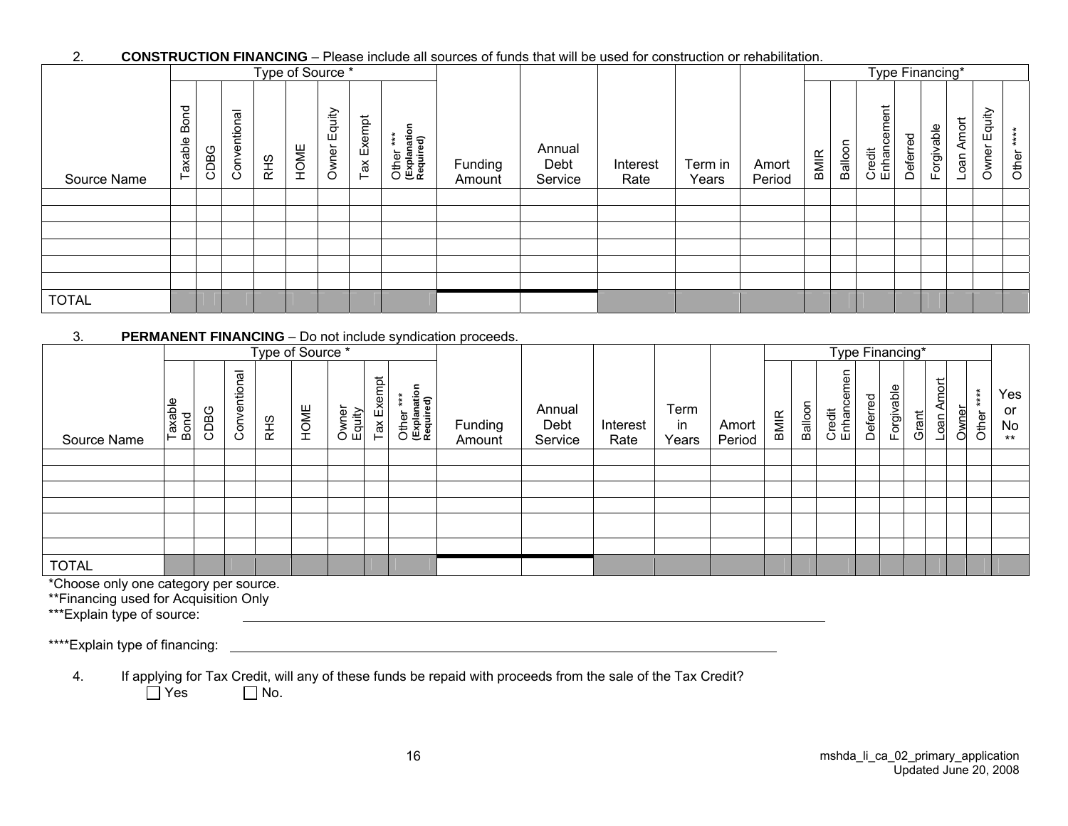2. **CONSTRUCTION FINANCING** – Please include all sources of funds that will be used for construction or rehabilitation.

| Source Name | Type of Source * | | | | | | | | Funding Amount | Annual Debt Service | Interest Rate | Term in Years | Amort Period | Type Financing* | | | | | | | |
|---|---|---|---|---|---|---|---|---|---|---|---|---|---|---|---|---|---|---|---|---|---|
| | Taxable Bond | CDBG | Conventional | RHS | HOME | Owner Equity | Tax Exempt | Other *** (Explanation Required) | | | | | | BMIR | Balloon | Credit Enhancement | Deferred | Forgivable | Loan Amort | Owner Equity | Other **** |
| | | | | | | | | | | | | | | | | | | | | | |
| | | | | | | | | | | | | | | | | | | | | | |
| | | | | | | | | | | | | | | | | | | | | | |
| | | | | | | | | | | | | | | | | | | | | | |
| | | | | | | | | | | | | | | | | | | | | | |
| | | | | | | | | | | | | | | | | | | | | | |
| TOTAL | | | | | | | | | | | | | | | | | | | | | |

3. **PERMANENT FINANCING** – Do not include syndication proceeds.

| Source Name | Type of Source * | | | | | | | | Funding Amount | Annual Debt Service | Interest Rate | Term in Years | Amort Period | Type Financing* | | | | | | | | | Yes or No ** |
|---|---|---|---|---|---|---|---|---|---|---|---|---|---|---|---|---|---|---|---|---|---|---|---|
| | Taxable Bond | CDBG | Conventional | RHS | HOME | Owner Equity | Tax Exempt | Other *** (Explanation Required) | | | | | | BMIR | Balloon | Credit Enhancemen | Deferred | Forgivable | Grant | Loan Amort | Owner | Other **** | |
| | | | | | | | | | | | | | | | | | | | | | | | |
| | | | | | | | | | | | | | | | | | | | | | | | |
| | | | | | | | | | | | | | | | | | | | | | | | |
| | | | | | | | | | | | | | | | | | | | | | | | |
| | | | | | | | | | | | | | | | | | | | | | | | |
| | | | | | | | | | | | | | | | | | | | | | | | |
| TOTAL | | | | | | | | | | | | | | | | | | | | | | | |

*Choose only one category per source.
**Financing used for Acquisition Only
***Explain type of source: ______________________________

****Explain type of financing: ______________________________

4. If applying for Tax Credit, will any of these funds be repaid with proceeds from the sale of the Tax Credit?
☐ Yes ☐ No.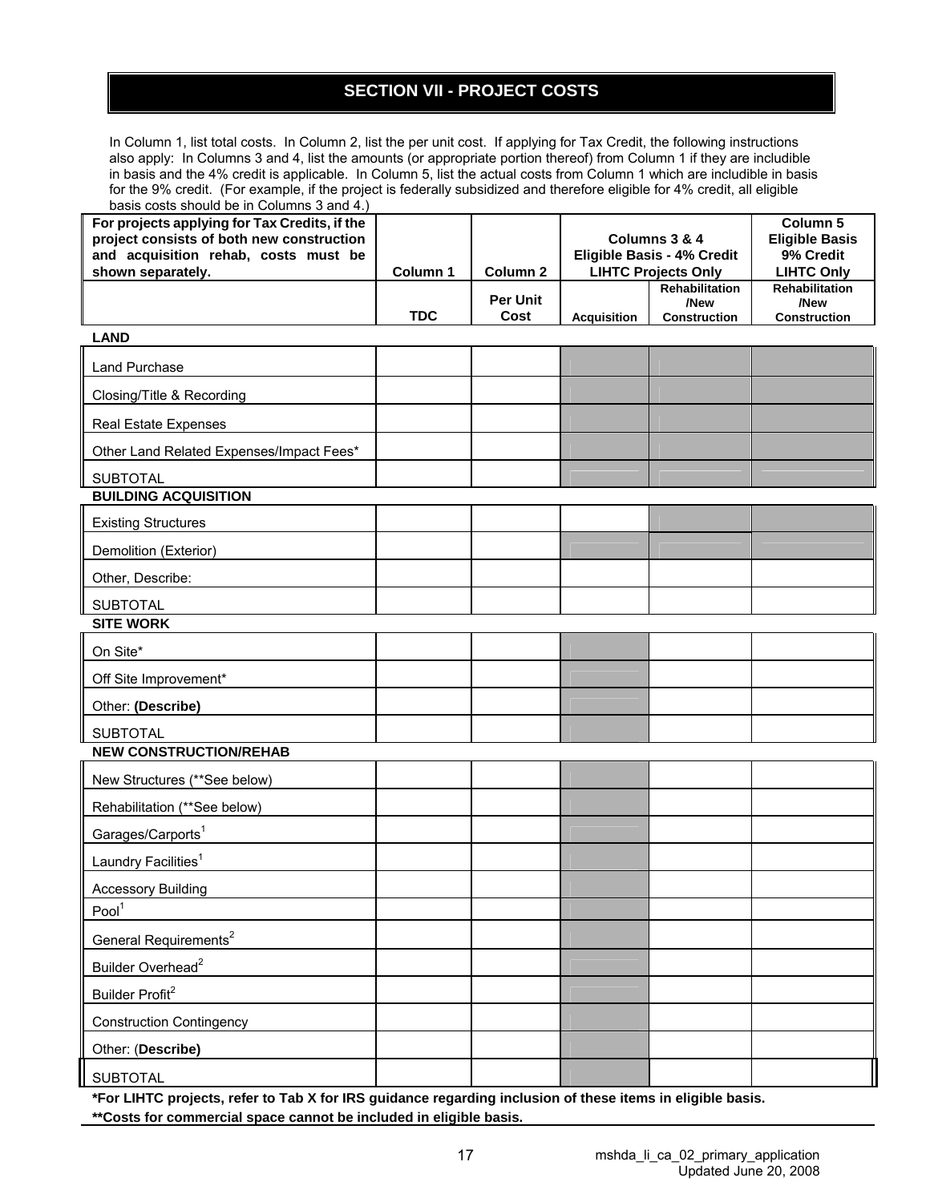## SECTION VII - PROJECT COSTS

In Column 1, list total costs. In Column 2, list the per unit cost. If applying for Tax Credit, the following instructions also apply: In Columns 3 and 4, list the amounts (or appropriate portion thereof) from Column 1 if they are includible in basis and the 4% credit is applicable. In Column 5, list the actual costs from Column 1 which are includible in basis for the 9% credit. (For example, if the project is federally subsidized and therefore eligible for 4% credit, all eligible basis costs should be in Columns 3 and 4.)

| For projects applying for Tax Credits, if the project consists of both new construction and acquisition rehab, costs must be shown separately. | Column 1 | Column 2 | Columns 3 & 4 Eligible Basis - 4% Credit LIHTC Projects Only | | Column 5 Eligible Basis 9% Credit LIHTC Only |
|---|---|---|---|---|---|
| | TDC | Per Unit Cost | Acquisition | Rehabilitation /New Construction | Rehabilitation /New Construction |
| **LAND** | | | | | |
| Land Purchase | | | | | |
| Closing/Title & Recording | | | | | |
| Real Estate Expenses | | | | | |
| Other Land Related Expenses/Impact Fees* | | | | | |
| SUBTOTAL | | | | | |
| **BUILDING ACQUISITION** | | | | | |
| Existing Structures | | | | | |
| Demolition (Exterior) | | | | | |
| Other, Describe: | | | | | |
| SUBTOTAL | | | | | |
| **SITE WORK** | | | | | |
| On Site* | | | | | |
| Off Site Improvement* | | | | | |
| Other: **(Describe)** | | | | | |
| SUBTOTAL | | | | | |
| **NEW CONSTRUCTION/REHAB** | | | | | |
| New Structures (**See below) | | | | | |
| Rehabilitation (**See below) | | | | | |
| Garages/Carports[1] | | | | | |
| Laundry Facilities[1] | | | | | |
| Accessory Building | | | | | |
| Pool[1] | | | | | |
| General Requirements[2] | | | | | |
| Builder Overhead[2] | | | | | |
| Builder Profit[2] | | | | | |
| Construction Contingency | | | | | |
| Other: (**Describe)** | | | | | |
| SUBTOTAL | | | | | |

***For LIHTC projects, refer to Tab X for IRS guidance regarding inclusion of these items in eligible basis.**

****Costs for commercial space cannot be included in eligible basis.**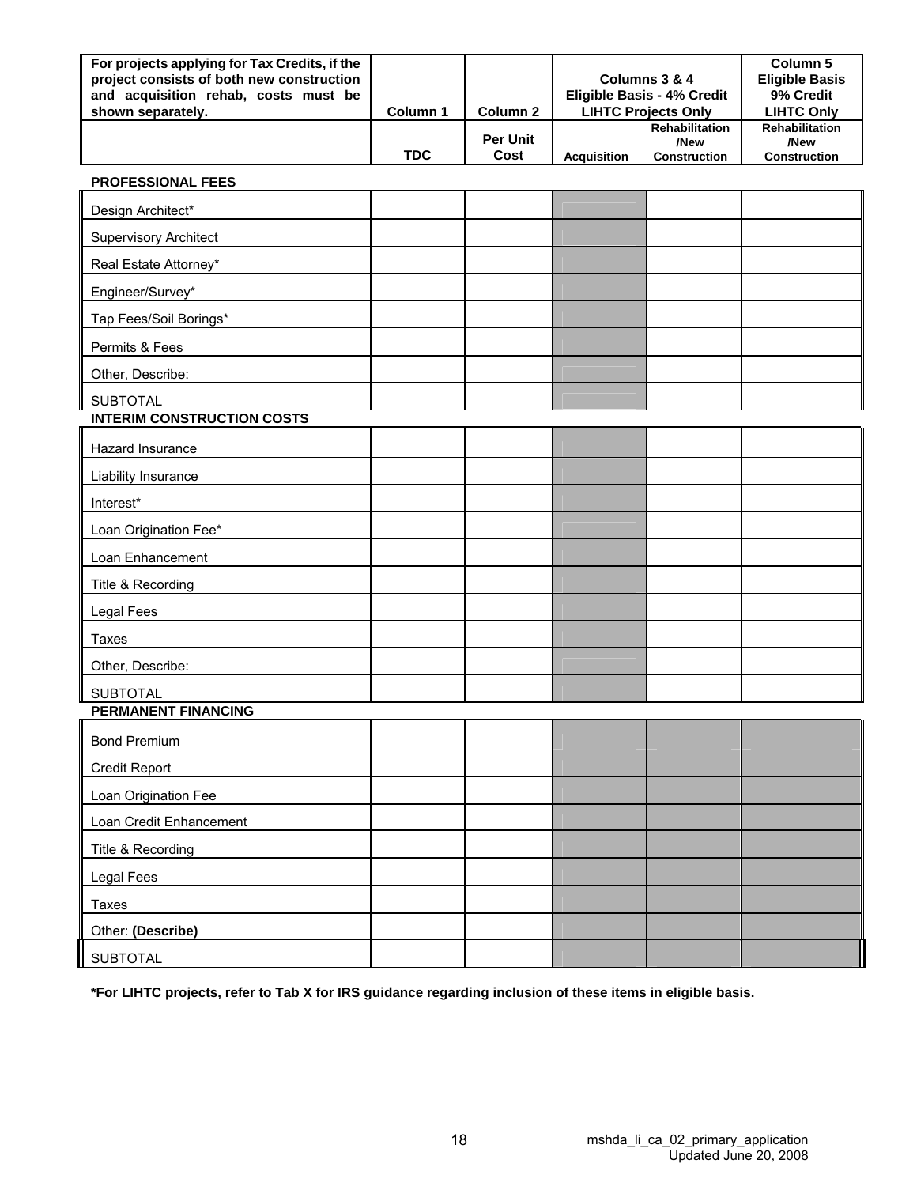| For projects applying for Tax Credits, if the project consists of both new construction and acquisition rehab, costs must be shown separately. | Column 1 | Column 2 | Columns 3 & 4 Eligible Basis - 4% Credit LIHTC Projects Only | | Column 5 Eligible Basis 9% Credit LIHTC Only |
|---|---|---|---|---|---|
| | TDC | Per Unit Cost | Acquisition | Rehabilitation /New Construction | Rehabilitation /New Construction |
| **PROFESSIONAL FEES** | | | | | |
| Design Architect* | | | | | |
| Supervisory Architect | | | | | |
| Real Estate Attorney* | | | | | |
| Engineer/Survey* | | | | | |
| Tap Fees/Soil Borings* | | | | | |
| Permits & Fees | | | | | |
| Other, Describe: | | | | | |
| SUBTOTAL | | | | | |
| **INTERIM CONSTRUCTION COSTS** | | | | | |
| Hazard Insurance | | | | | |
| Liability Insurance | | | | | |
| Interest* | | | | | |
| Loan Origination Fee* | | | | | |
| Loan Enhancement | | | | | |
| Title & Recording | | | | | |
| Legal Fees | | | | | |
| Taxes | | | | | |
| Other, Describe: | | | | | |
| SUBTOTAL | | | | | |
| **PERMANENT FINANCING** | | | | | |
| Bond Premium | | | | | |
| Credit Report | | | | | |
| Loan Origination Fee | | | | | |
| Loan Credit Enhancement | | | | | |
| Title & Recording | | | | | |
| Legal Fees | | | | | |
| Taxes | | | | | |
| Other: **(Describe)** | | | | | |
| SUBTOTAL | | | | | |

***For LIHTC projects, refer to Tab X for IRS guidance regarding inclusion of these items in eligible basis.**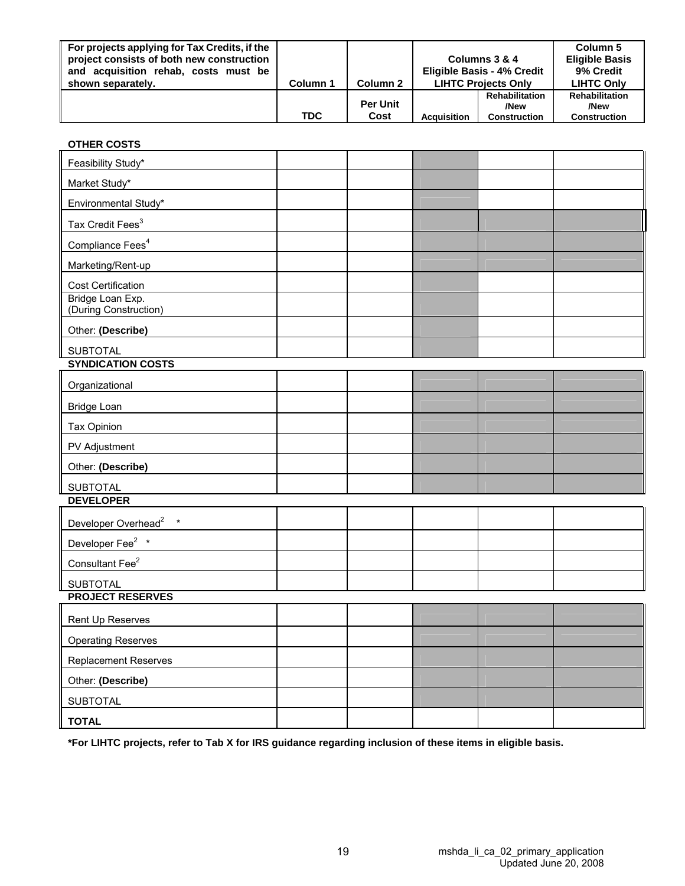| For projects applying for Tax Credits, if the project consists of both new construction and acquisition rehab, costs must be shown separately. | Column 1 | Column 2 | Columns 3 & 4 Eligible Basis - 4% Credit LIHTC Projects Only | | Column 5 Eligible Basis 9% Credit LIHTC Only |
|---|---|---|---|---|---|
| | TDC | Per Unit Cost | Acquisition | Rehabilitation /New Construction | Rehabilitation /New Construction |
| **OTHER COSTS** | | | | | |
| Feasibility Study* | | | | | |
| Market Study* | | | | | |
| Environmental Study* | | | | | |
| Tax Credit Fees[3] | | | | | |
| Compliance Fees[4] | | | | | |
| Marketing/Rent-up | | | | | |
| Cost Certification | | | | | |
| Bridge Loan Exp. (During Construction) | | | | | |
| Other: **(Describe)** | | | | | |
| SUBTOTAL | | | | | |
| **SYNDICATION COSTS** | | | | | |
| Organizational | | | | | |
| Bridge Loan | | | | | |
| Tax Opinion | | | | | |
| PV Adjustment | | | | | |
| Other: **(Describe)** | | | | | |
| SUBTOTAL | | | | | |
| **DEVELOPER** | | | | | |
| Developer Overhead[2] * | | | | | |
| Developer Fee[2] * | | | | | |
| Consultant Fee[2] | | | | | |
| SUBTOTAL | | | | | |
| **PROJECT RESERVES** | | | | | |
| Rent Up Reserves | | | | | |
| Operating Reserves | | | | | |
| Replacement Reserves | | | | | |
| Other: **(Describe)** | | | | | |
| SUBTOTAL | | | | | |
| **TOTAL** | | | | | |

**\*For LIHTC projects, refer to Tab X for IRS guidance regarding inclusion of these items in eligible basis.**

mshda_li_ca_02_primary_application
Updated June 20, 2008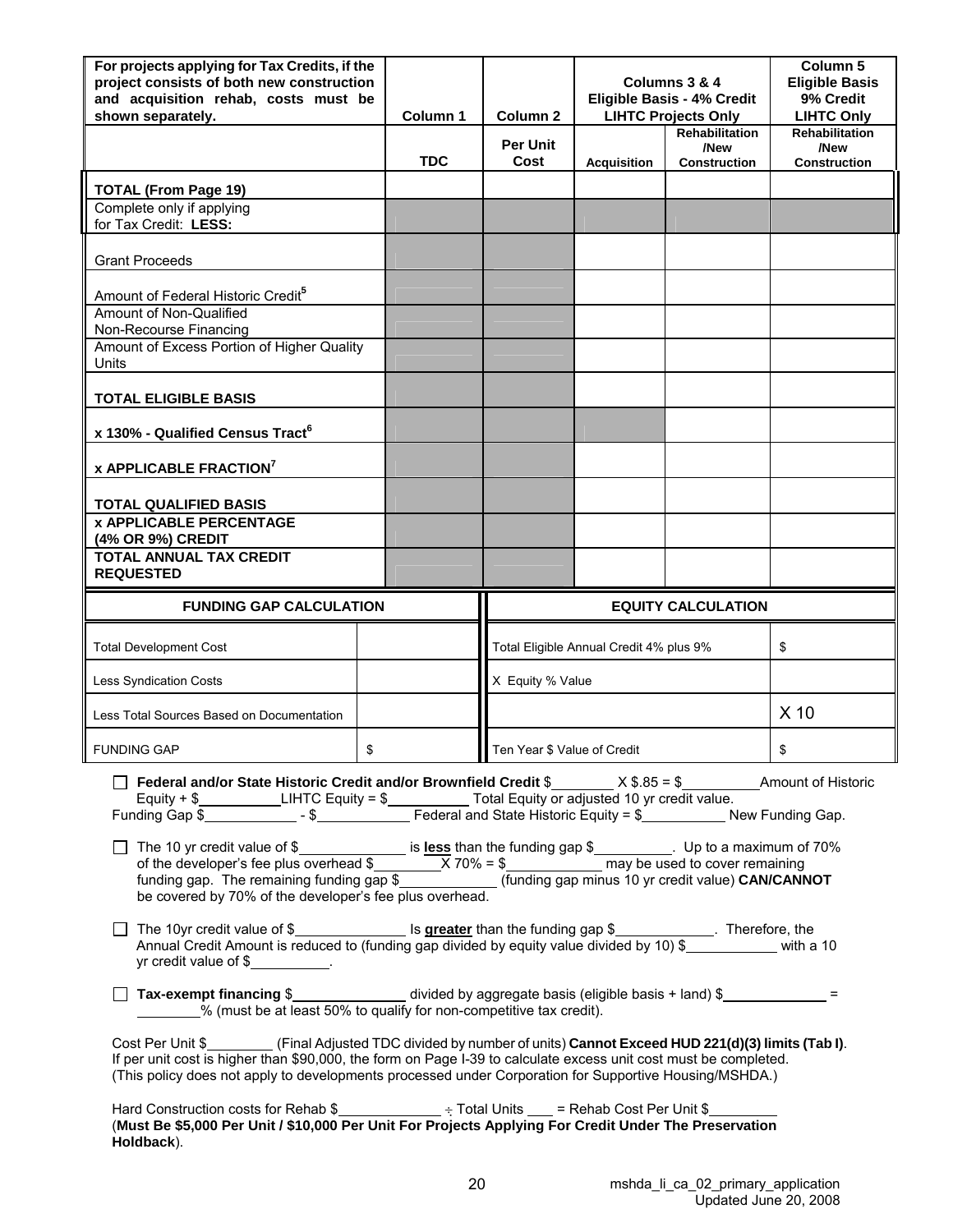| For projects applying for Tax Credits, if the project consists of both new construction and acquisition rehab, costs must be shown separately. | Column 1 | Column 2 | Columns 3 & 4 Eligible Basis - 4% Credit LIHTC Projects Only | | Column 5 Eligible Basis 9% Credit LIHTC Only |
|---|---|---|---|---|---|
| | TDC | Per Unit Cost | Acquisition | Rehabilitation /New Construction | Rehabilitation /New Construction |
| **TOTAL (From Page 19)** | | | | | |
| Complete only if applying for Tax Credit: **LESS:** | | | | | |
| Grant Proceeds | | | | | |
| Amount of Federal Historic Credit[5] | | | | | |
| Amount of Non-Qualified Non-Recourse Financing | | | | | |
| Amount of Excess Portion of Higher Quality Units | | | | | |
| **TOTAL ELIGIBLE BASIS** | | | | | |
| **x 130% - Qualified Census Tract[6]** | | | | | |
| **x APPLICABLE FRACTION[7]** | | | | | |
| **TOTAL QUALIFIED BASIS** | | | | | |
| **x APPLICABLE PERCENTAGE (4% OR 9%) CREDIT** | | | | | |
| **TOTAL ANNUAL TAX CREDIT REQUESTED** | | | | | |

| FUNDING GAP CALCULATION | | EQUITY CALCULATION | |
|---|---|---|---|
| Total Development Cost | | Total Eligible Annual Credit 4% plus 9% | $ |
| Less Syndication Costs | | X Equity % Value | |
| Less Total Sources Based on Documentation | | | X 10 |
| FUNDING GAP | $ | Ten Year $ Value of Credit | $ |

☐ **Federal and/or State Historic Credit and/or Brownfield Credit** $________ X $.85 = $__________ Amount of Historic Equity + $__________ LIHTC Equity = $__________ Total Equity or adjusted 10 yr credit value.
Funding Gap $____________ - $____________ Federal and State Historic Equity = $__________ New Funding Gap.

☐ The 10 yr credit value of $______________ is **less** than the funding gap $__________. Up to a maximum of 70% of the developer's fee plus overhead $________ X 70% = $____________ may be used to cover remaining funding gap. The remaining funding gap $____________ (funding gap minus 10 yr credit value) **CAN/CANNOT** be covered by 70% of the developer's fee plus overhead.

☐ The 10yr credit value of $______________ Is **greater** than the funding gap $____________. Therefore, the Annual Credit Amount is reduced to (funding gap divided by equity value divided by 10) $____________ with a 10 yr credit value of $__________.

☐ **Tax-exempt financing** $______________ divided by aggregate basis (eligible basis + land) $_____________ = ________% (must be at least 50% to qualify for non-competitive tax credit).

Cost Per Unit $________ (Final Adjusted TDC divided by number of units) **Cannot Exceed HUD 221(d)(3) limits (Tab I)**. If per unit cost is higher than $90,000, the form on Page I-39 to calculate excess unit cost must be completed. (This policy does not apply to developments processed under Corporation for Supportive Housing/MSHDA.)

Hard Construction costs for Rehab $_____________ ÷ Total Units ___ = Rehab Cost Per Unit $_________
(**Must Be $5,000 Per Unit / $10,000 Per Unit For Projects Applying For Credit Under The Preservation Holdback**).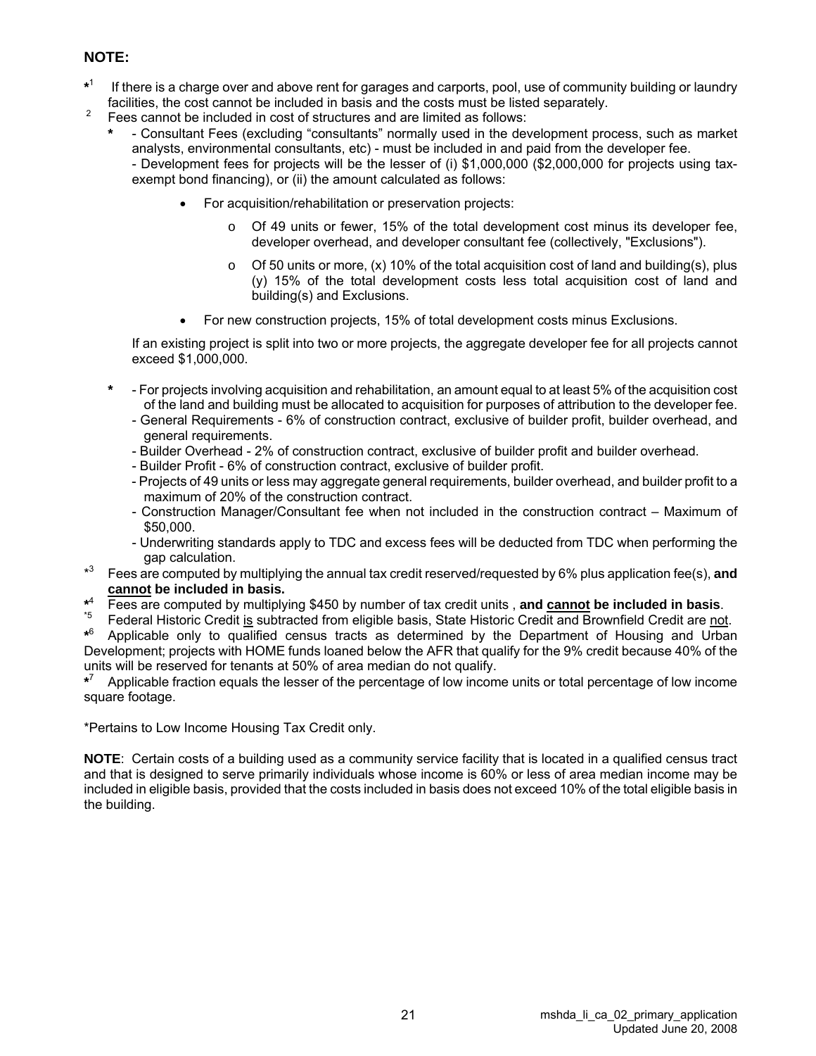**NOTE:**

*[1] If there is a charge over and above rent for garages and carports, pool, use of community building or laundry facilities, the cost cannot be included in basis and the costs must be listed separately.

[2] Fees cannot be included in cost of structures and are limited as follows:

\* - Consultant Fees (excluding "consultants" normally used in the development process, such as market analysts, environmental consultants, etc) - must be included in and paid from the developer fee.
- Development fees for projects will be the lesser of (i) $1,000,000 ($2,000,000 for projects using tax-exempt bond financing), or (ii) the amount calculated as follows:

  - For acquisition/rehabilitation or preservation projects:
    - Of 49 units or fewer, 15% of the total development cost minus its developer fee, developer overhead, and developer consultant fee (collectively, "Exclusions").
    - Of 50 units or more, (x) 10% of the total acquisition cost of land and building(s), plus (y) 15% of the total development costs less total acquisition cost of land and building(s) and Exclusions.
  - For new construction projects, 15% of total development costs minus Exclusions.

  If an existing project is split into two or more projects, the aggregate developer fee for all projects cannot exceed $1,000,000.

\* - For projects involving acquisition and rehabilitation, an amount equal to at least 5% of the acquisition cost of the land and building must be allocated to acquisition for purposes of attribution to the developer fee.
- General Requirements - 6% of construction contract, exclusive of builder profit, builder overhead, and general requirements.
- Builder Overhead - 2% of construction contract, exclusive of builder profit and builder overhead.
- Builder Profit - 6% of construction contract, exclusive of builder profit.
- Projects of 49 units or less may aggregate general requirements, builder overhead, and builder profit to a maximum of 20% of the construction contract.
- Construction Manager/Consultant fee when not included in the construction contract – Maximum of $50,000.
- Underwriting standards apply to TDC and excess fees will be deducted from TDC when performing the gap calculation.

*[3] Fees are computed by multiplying the annual tax credit reserved/requested by 6% plus application fee(s), **and cannot be included in basis.**

*[4] Fees are computed by multiplying $450 by number of tax credit units , **and cannot be included in basis**.

*[5] Federal Historic Credit is subtracted from eligible basis, State Historic Credit and Brownfield Credit are not.

*[6] Applicable only to qualified census tracts as determined by the Department of Housing and Urban Development; projects with HOME funds loaned below the AFR that qualify for the 9% credit because 40% of the units will be reserved for tenants at 50% of area median do not qualify.

*[7] Applicable fraction equals the lesser of the percentage of low income units or total percentage of low income square footage.

*Pertains to Low Income Housing Tax Credit only.

**NOTE**: Certain costs of a building used as a community service facility that is located in a qualified census tract and that is designed to serve primarily individuals whose income is 60% or less of area median income may be included in eligible basis, provided that the costs included in basis does not exceed 10% of the total eligible basis in the building.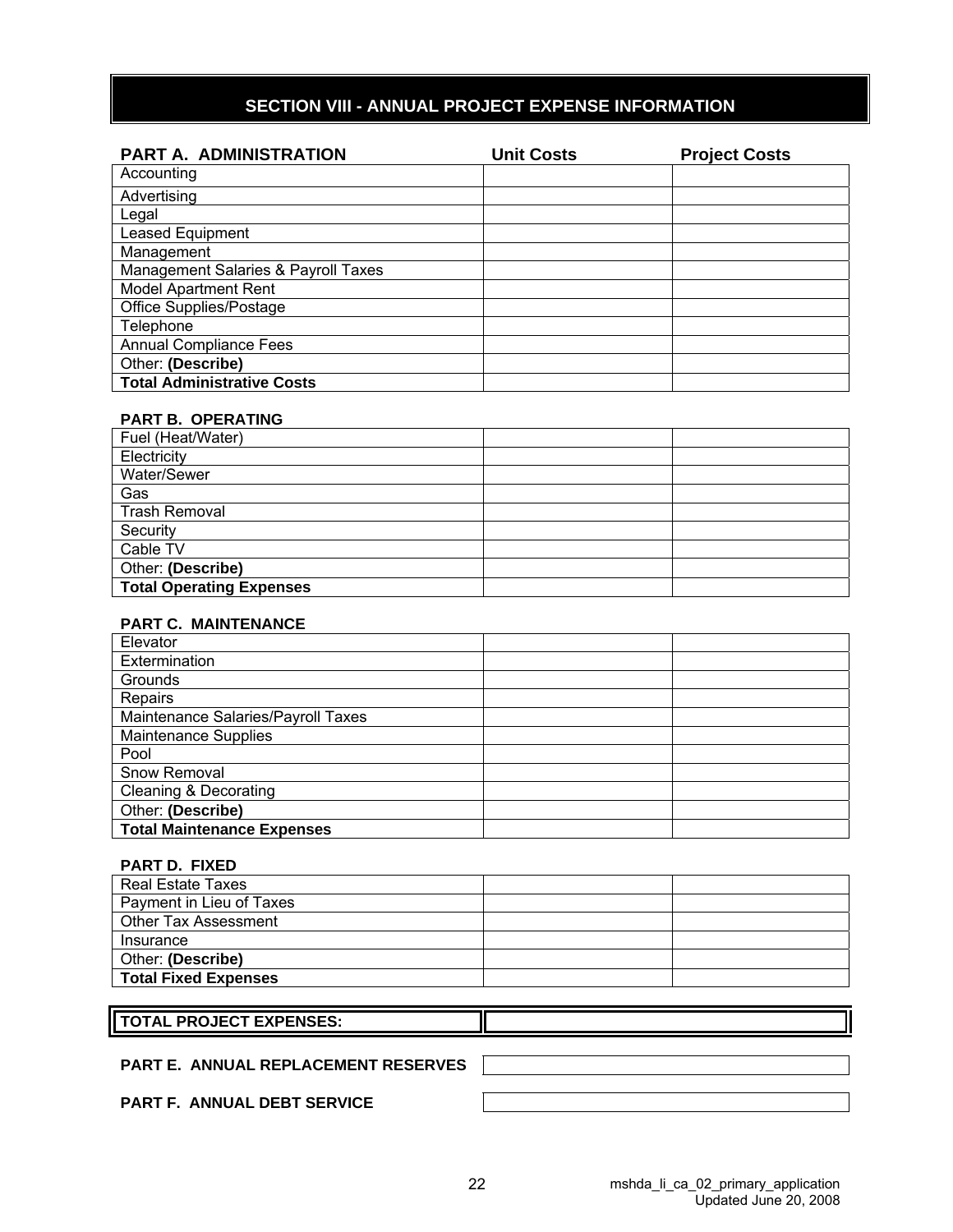## SECTION VIII - ANNUAL PROJECT EXPENSE INFORMATION

| **PART A. ADMINISTRATION** | **Unit Costs** | **Project Costs** |
| --- | --- | --- |
| Accounting | | |
| Advertising | | |
| Legal | | |
| Leased Equipment | | |
| Management | | |
| Management Salaries & Payroll Taxes | | |
| Model Apartment Rent | | |
| Office Supplies/Postage | | |
| Telephone | | |
| Annual Compliance Fees | | |
| Other: **(Describe)** | | |
| **Total Administrative Costs** | | |

| **PART B. OPERATING** | | |
| --- | --- | --- |
| Fuel (Heat/Water) | | |
| Electricity | | |
| Water/Sewer | | |
| Gas | | |
| Trash Removal | | |
| Security | | |
| Cable TV | | |
| Other: **(Describe)** | | |
| **Total Operating Expenses** | | |

| **PART C. MAINTENANCE** | | |
| --- | --- | --- |
| Elevator | | |
| Extermination | | |
| Grounds | | |
| Repairs | | |
| Maintenance Salaries/Payroll Taxes | | |
| Maintenance Supplies | | |
| Pool | | |
| Snow Removal | | |
| Cleaning & Decorating | | |
| Other: **(Describe)** | | |
| **Total Maintenance Expenses** | | |

| **PART D. FIXED** | | |
| --- | --- | --- |
| Real Estate Taxes | | |
| Payment in Lieu of Taxes | | |
| Other Tax Assessment | | |
| Insurance | | |
| Other: **(Describe)** | | |
| **Total Fixed Expenses** | | |

| **TOTAL PROJECT EXPENSES:** | |
| --- | --- |

| **PART E. ANNUAL REPLACEMENT RESERVES** | |
| --- | --- |
| **PART F. ANNUAL DEBT SERVICE** | |

mshda_li_ca_02_primary_application
Updated June 20, 2008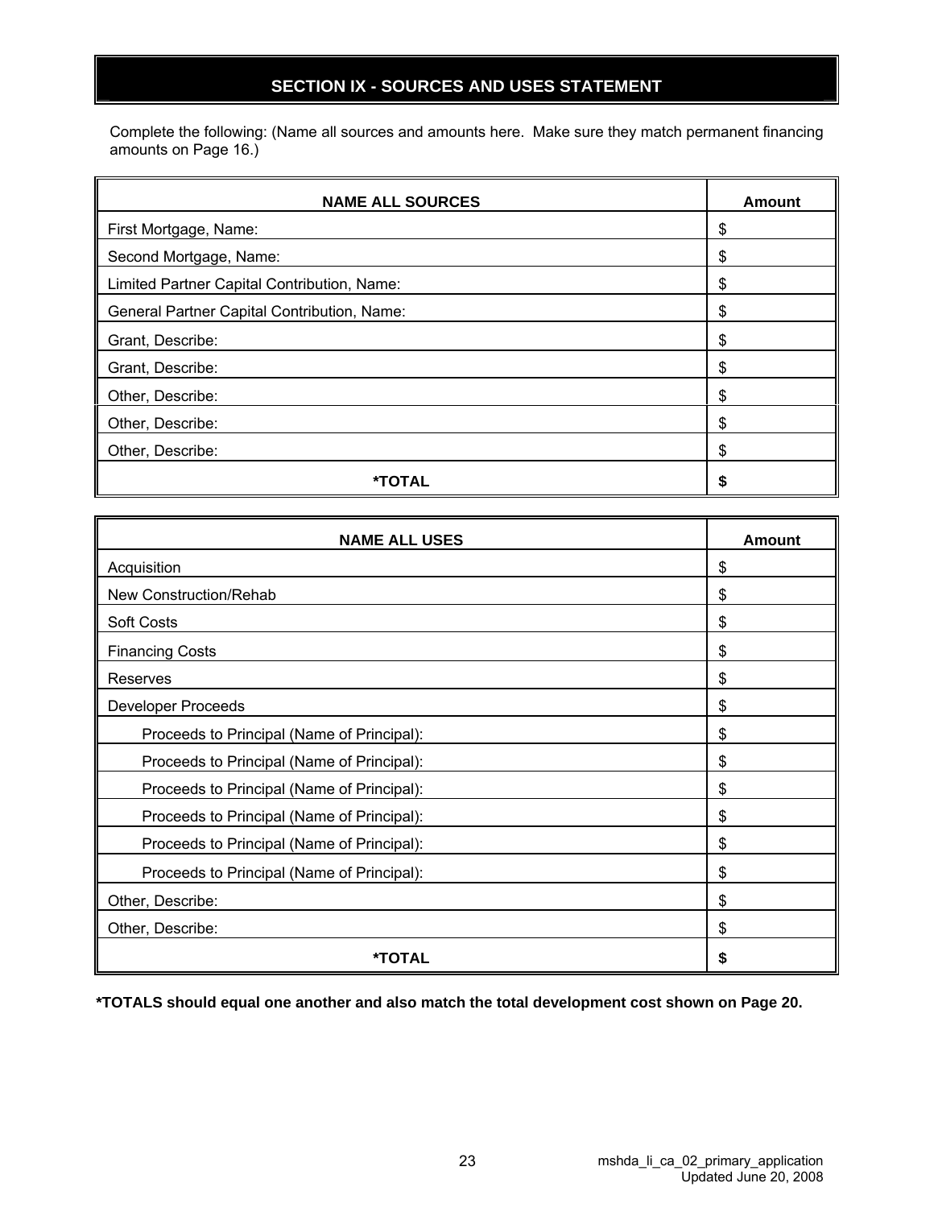## SECTION IX - SOURCES AND USES STATEMENT

Complete the following: (Name all sources and amounts here. Make sure they match permanent financing amounts on Page 16.)

| NAME ALL SOURCES | Amount |
|---|---|
| First Mortgage, Name: | $ |
| Second Mortgage, Name: | $ |
| Limited Partner Capital Contribution, Name: | $ |
| General Partner Capital Contribution, Name: | $ |
| Grant, Describe: | $ |
| Grant, Describe: | $ |
| Other, Describe: | $ |
| Other, Describe: | $ |
| Other, Describe: | $ |
| ***TOTAL** | **$** |

| NAME ALL USES | Amount |
|---|---|
| Acquisition | $ |
| New Construction/Rehab | $ |
| Soft Costs | $ |
| Financing Costs | $ |
| Reserves | $ |
| Developer Proceeds | $ |
| Proceeds to Principal (Name of Principal): | $ |
| Proceeds to Principal (Name of Principal): | $ |
| Proceeds to Principal (Name of Principal): | $ |
| Proceeds to Principal (Name of Principal): | $ |
| Proceeds to Principal (Name of Principal): | $ |
| Proceeds to Principal (Name of Principal): | $ |
| Other, Describe: | $ |
| Other, Describe: | $ |
| ***TOTAL** | **$** |

***TOTALS should equal one another and also match the total development cost shown on Page 20.**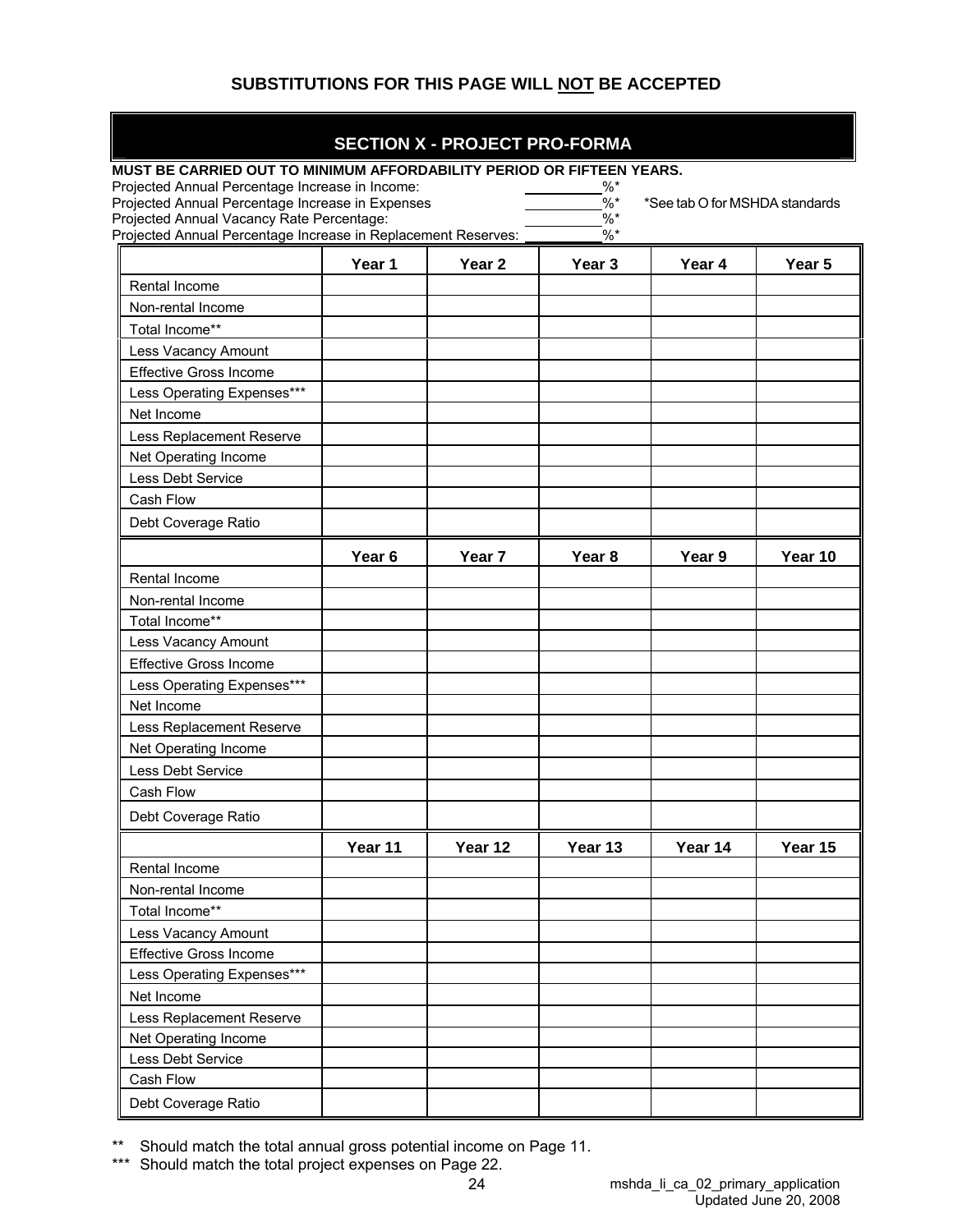**SUBSTITUTIONS FOR THIS PAGE WILL NOT BE ACCEPTED**

## SECTION X - PROJECT PRO-FORMA

**MUST BE CARRIED OUT TO MINIMUM AFFORDABILITY PERIOD OR FIFTEEN YEARS.**

Projected Annual Percentage Increase in Income: __________%*

Projected Annual Percentage Increase in Expenses __________%* *See tab O for MSHDA standards

Projected Annual Vacancy Rate Percentage: __________%*

Projected Annual Percentage Increase in Replacement Reserves: __________%*

| | Year 1 | Year 2 | Year 3 | Year 4 | Year 5 |
|---|---|---|---|---|---|
| Rental Income | | | | | |
| Non-rental Income | | | | | |
| Total Income** | | | | | |
| Less Vacancy Amount | | | | | |
| Effective Gross Income | | | | | |
| Less Operating Expenses*** | | | | | |
| Net Income | | | | | |
| Less Replacement Reserve | | | | | |
| Net Operating Income | | | | | |
| Less Debt Service | | | | | |
| Cash Flow | | | | | |
| Debt Coverage Ratio | | | | | |

| | Year 6 | Year 7 | Year 8 | Year 9 | Year 10 |
|---|---|---|---|---|---|
| Rental Income | | | | | |
| Non-rental Income | | | | | |
| Total Income** | | | | | |
| Less Vacancy Amount | | | | | |
| Effective Gross Income | | | | | |
| Less Operating Expenses*** | | | | | |
| Net Income | | | | | |
| Less Replacement Reserve | | | | | |
| Net Operating Income | | | | | |
| Less Debt Service | | | | | |
| Cash Flow | | | | | |
| Debt Coverage Ratio | | | | | |

| | Year 11 | Year 12 | Year 13 | Year 14 | Year 15 |
|---|---|---|---|---|---|
| Rental Income | | | | | |
| Non-rental Income | | | | | |
| Total Income** | | | | | |
| Less Vacancy Amount | | | | | |
| Effective Gross Income | | | | | |
| Less Operating Expenses*** | | | | | |
| Net Income | | | | | |
| Less Replacement Reserve | | | | | |
| Net Operating Income | | | | | |
| Less Debt Service | | | | | |
| Cash Flow | | | | | |
| Debt Coverage Ratio | | | | | |

** Should match the total annual gross potential income on Page 11.

*** Should match the total project expenses on Page 22.

mshda_li_ca_02_primary_application
Updated June 20, 2008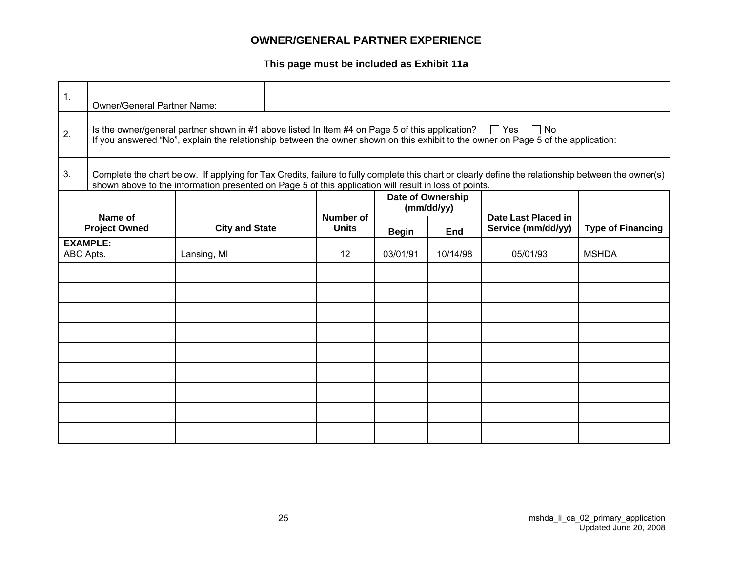# OWNER/GENERAL PARTNER EXPERIENCE

**This page must be included as Exhibit 11a**

| | | |
|---|---|---|
| 1. | Owner/General Partner Name: | |
| 2. | Is the owner/general partner shown in #1 above listed In Item #4 on Page 5 of this application? ☐ Yes ☐ No<br>If you answered "No", explain the relationship between the owner shown on this exhibit to the owner on Page 5 of the application: | |
| 3. | Complete the chart below. If applying for Tax Credits, failure to fully complete this chart or clearly define the relationship between the owner(s) shown above to the information presented on Page 5 of this application will result in loss of points. | |

| Name of Project Owned | City and State | Number of Units | Date of Ownership (mm/dd/yy) | | Date Last Placed in Service (mm/dd/yy) | Type of Financing |
|---|---|---|---|---|---|---|
| | | | Begin | End | | |
| **EXAMPLE:**<br>ABC Apts. | Lansing, MI | 12 | 03/01/91 | 10/14/98 | 05/01/93 | MSHDA |
| | | | | | | |
| | | | | | | |
| | | | | | | |
| | | | | | | |
| | | | | | | |
| | | | | | | |
| | | | | | | |
| | | | | | | |
| | | | | | | |

mshda_li_ca_02_primary_application
Updated June 20, 2008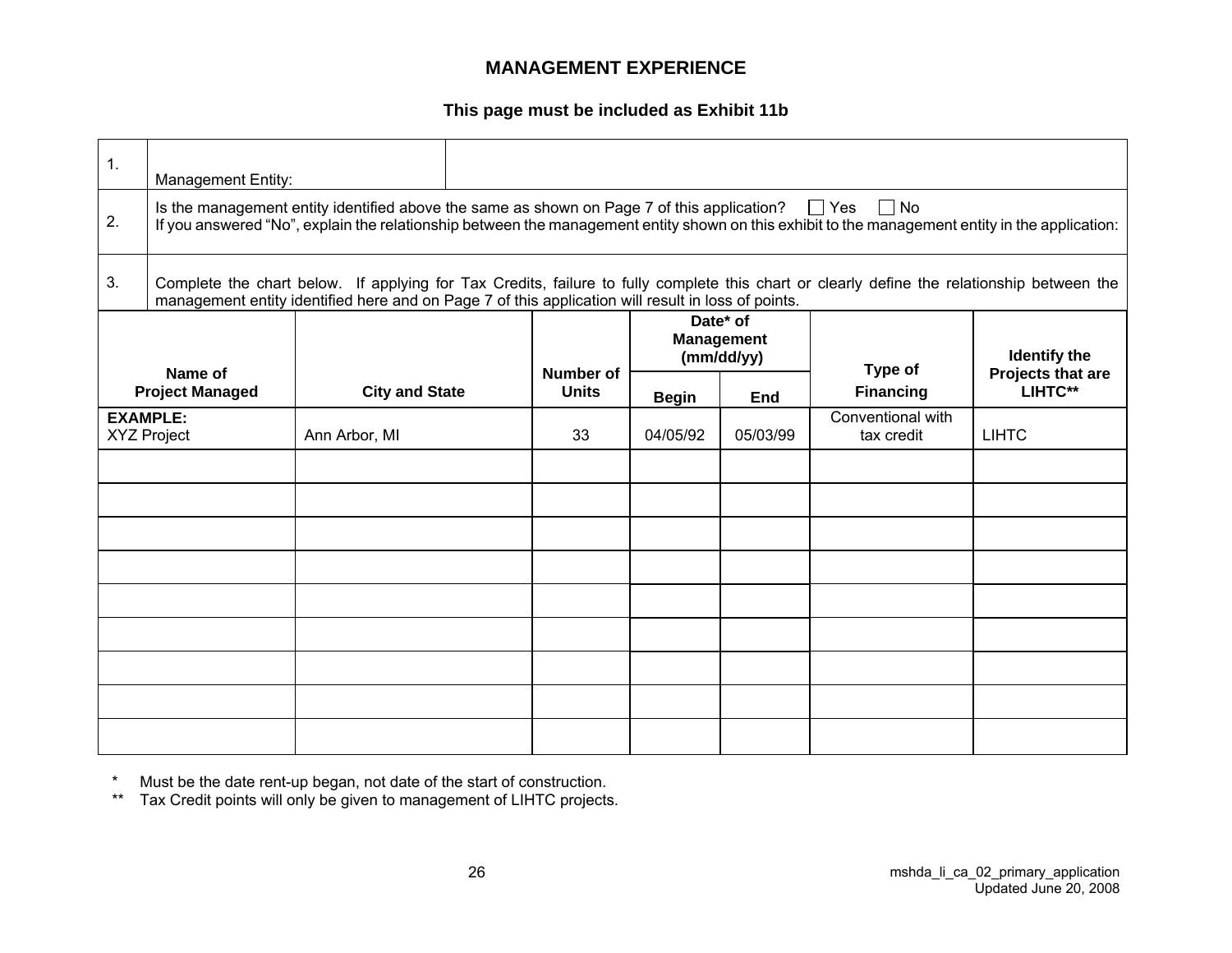# MANAGEMENT EXPERIENCE

**This page must be included as Exhibit 11b**

1. Management Entity:

2. Is the management entity identified above the same as shown on Page 7 of this application? ☐ Yes ☐ No
If you answered "No", explain the relationship between the management entity shown on this exhibit to the management entity in the application:

3. Complete the chart below. If applying for Tax Credits, failure to fully complete this chart or clearly define the relationship between the management entity identified here and on Page 7 of this application will result in loss of points.

| Name of Project Managed | City and State | Number of Units | Date* of Management (mm/dd/yy) | | Type of Financing | Identify the Projects that are LIHTC** |
|---|---|---|---|---|---|---|
| | | | Begin | End | | |
| **EXAMPLE:** XYZ Project | Ann Arbor, MI | 33 | 04/05/92 | 05/03/99 | Conventional with tax credit | LIHTC |
| | | | | | | |
| | | | | | | |
| | | | | | | |
| | | | | | | |
| | | | | | | |
| | | | | | | |
| | | | | | | |
| | | | | | | |
| | | | | | | |

\* Must be the date rent-up began, not date of the start of construction.
\** Tax Credit points will only be given to management of LIHTC projects.

mshda_li_ca_02_primary_application
Updated June 20, 2008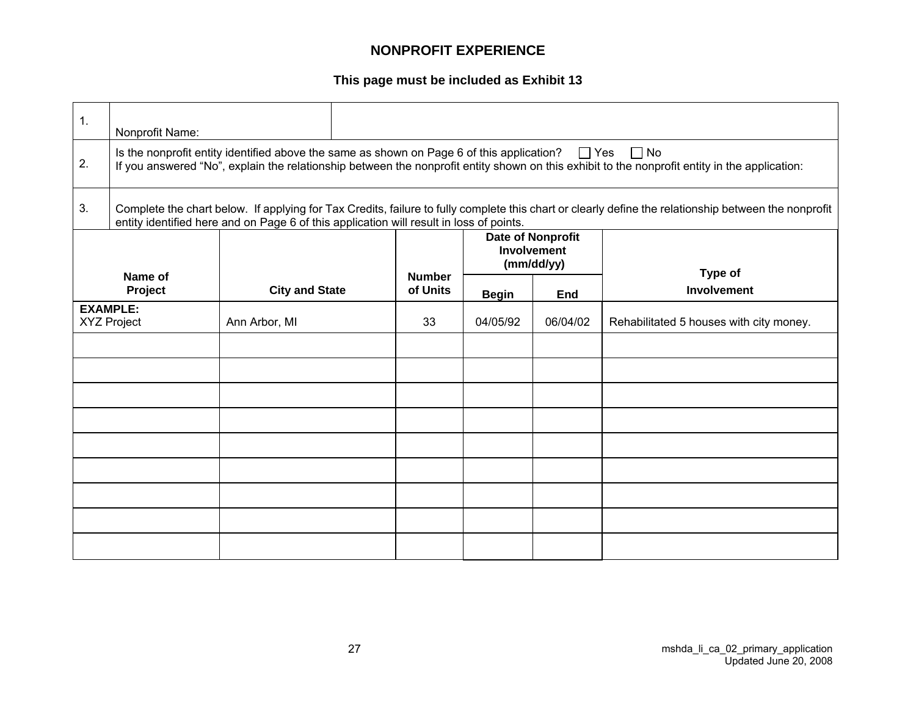# NONPROFIT EXPERIENCE

**This page must be included as Exhibit 13**

1. Nonprofit Name:

2. Is the nonprofit entity identified above the same as shown on Page 6 of this application? ☐ Yes ☐ No
If you answered "No", explain the relationship between the nonprofit entity shown on this exhibit to the nonprofit entity in the application:

3. Complete the chart below. If applying for Tax Credits, failure to fully complete this chart or clearly define the relationship between the nonprofit entity identified here and on Page 6 of this application will result in loss of points.

| Name of Project | City and State | Number of Units | Date of Nonprofit Involvement (mm/dd/yy) | | Type of Involvement |
|---|---|---|---|---|---|
| | | | Begin | End | |
| **EXAMPLE:** XYZ Project | Ann Arbor, MI | 33 | 04/05/92 | 06/04/02 | Rehabilitated 5 houses with city money. |
| | | | | | |
| | | | | | |
| | | | | | |
| | | | | | |
| | | | | | |
| | | | | | |
| | | | | | |
| | | | | | |
| | | | | | |

mshda_li_ca_02_primary_application
Updated June 20, 2008